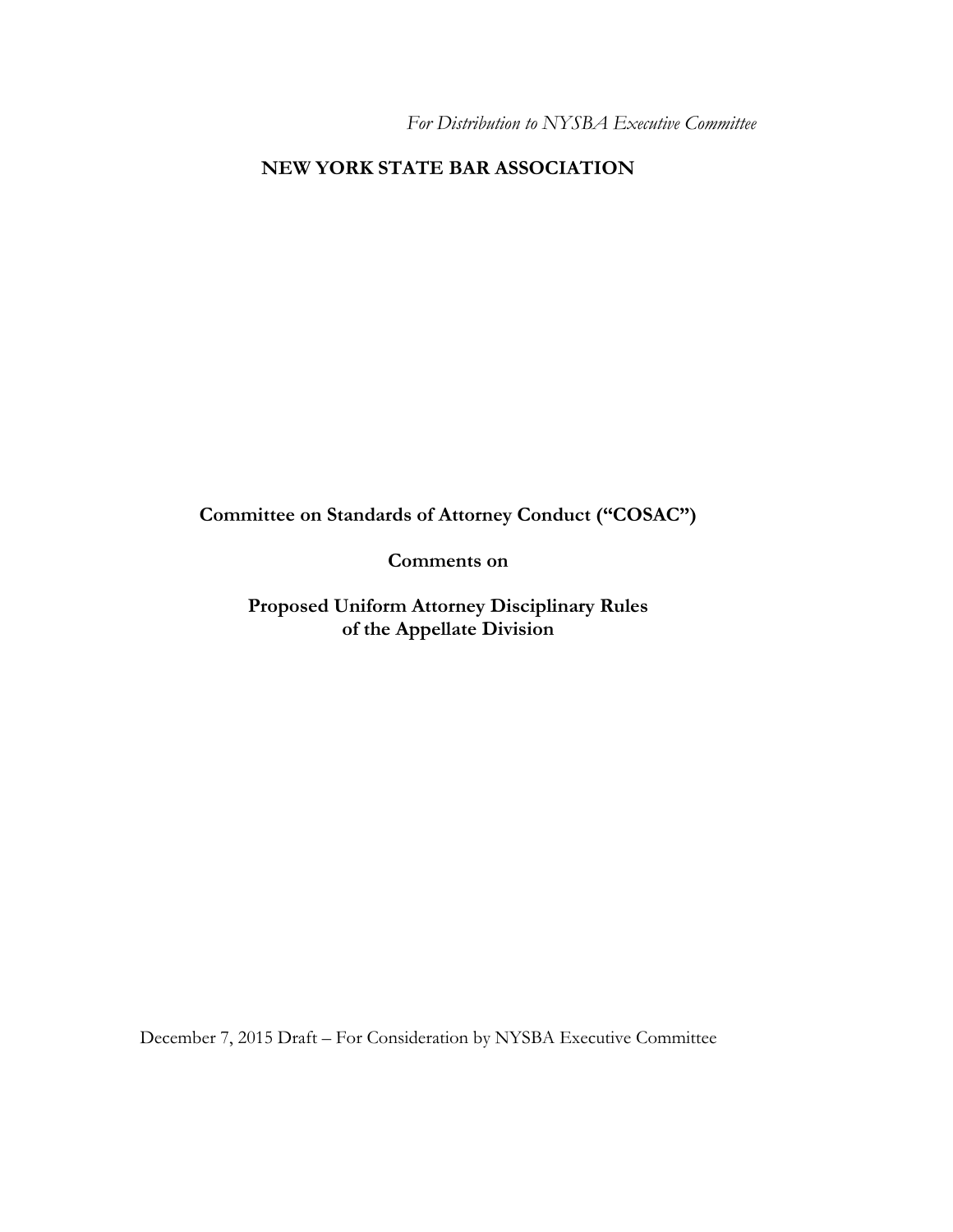*For Distribution to NYSBA Executive Committee*

# NEW YORK STATE BAR ASSOCIATION

**Committee on Standards of Attorney Conduct ("COSAC")**

**Comments on**

**Proposed Uniform Attorney Disciplinary Rules of the Appellate Division**

December 7, 2015 Draft – For Consideration by NYSBA Executive Committee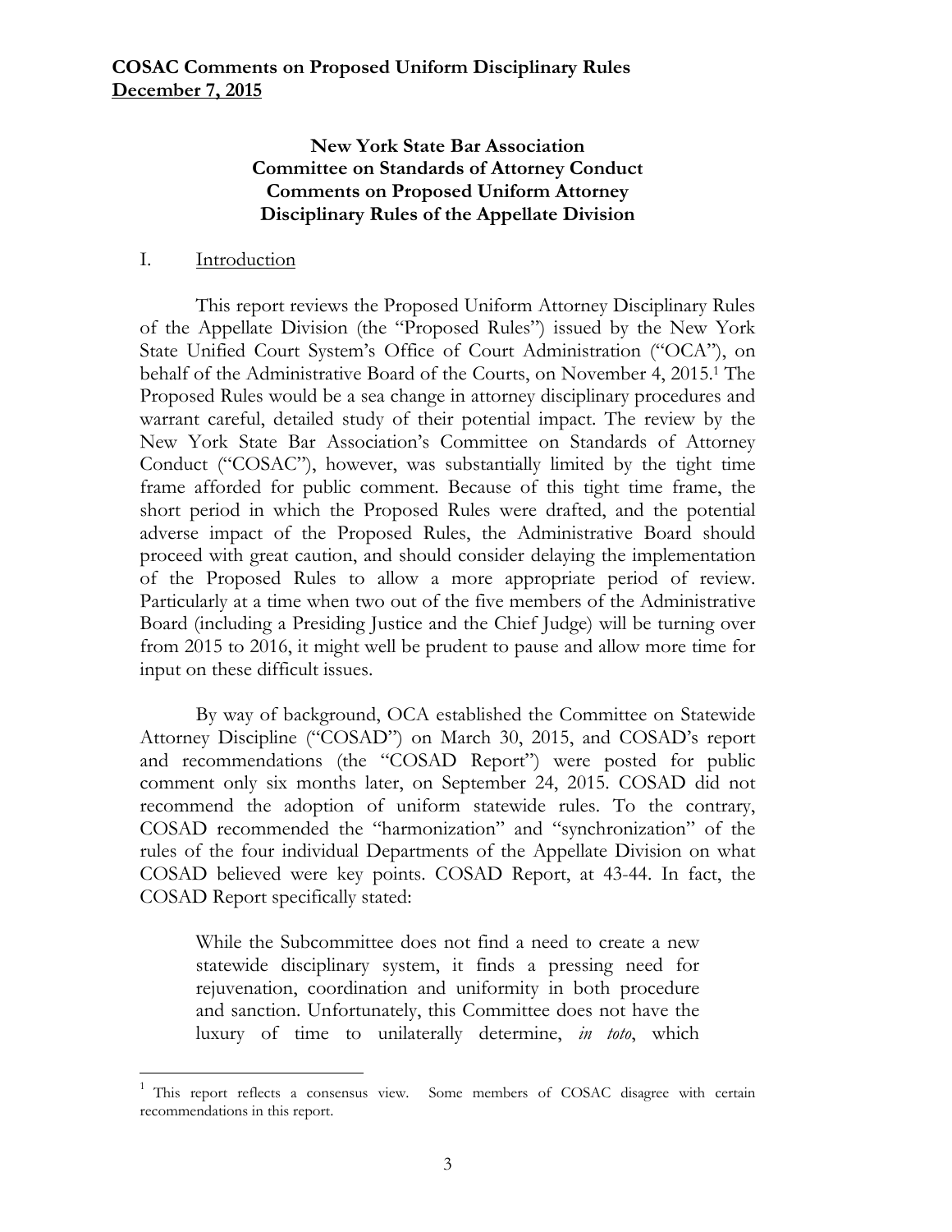**COSAC Comments on Proposed Uniform Disciplinary Rules**
**December 7, 2015**

## New York State Bar Association Committee on Standards of Attorney Conduct Comments on Proposed Uniform Attorney Disciplinary Rules of the Appellate Division

### I. Introduction

This report reviews the Proposed Uniform Attorney Disciplinary Rules of the Appellate Division (the "Proposed Rules") issued by the New York State Unified Court System's Office of Court Administration ("OCA"), on behalf of the Administrative Board of the Courts, on November 4, 2015.[1] The Proposed Rules would be a sea change in attorney disciplinary procedures and warrant careful, detailed study of their potential impact. The review by the New York State Bar Association's Committee on Standards of Attorney Conduct ("COSAC"), however, was substantially limited by the tight time frame afforded for public comment. Because of this tight time frame, the short period in which the Proposed Rules were drafted, and the potential adverse impact of the Proposed Rules, the Administrative Board should proceed with great caution, and should consider delaying the implementation of the Proposed Rules to allow a more appropriate period of review. Particularly at a time when two out of the five members of the Administrative Board (including a Presiding Justice and the Chief Judge) will be turning over from 2015 to 2016, it might well be prudent to pause and allow more time for input on these difficult issues.

By way of background, OCA established the Committee on Statewide Attorney Discipline ("COSAD") on March 30, 2015, and COSAD's report and recommendations (the "COSAD Report") were posted for public comment only six months later, on September 24, 2015. COSAD did not recommend the adoption of uniform statewide rules. To the contrary, COSAD recommended the "harmonization" and "synchronization" of the rules of the four individual Departments of the Appellate Division on what COSAD believed were key points. COSAD Report, at 43-44. In fact, the COSAD Report specifically stated:

> While the Subcommittee does not find a need to create a new statewide disciplinary system, it finds a pressing need for rejuvenation, coordination and uniformity in both procedure and sanction. Unfortunately, this Committee does not have the luxury of time to unilaterally determine, *in toto*, which

[1] This report reflects a consensus view. Some members of COSAC disagree with certain recommendations in this report.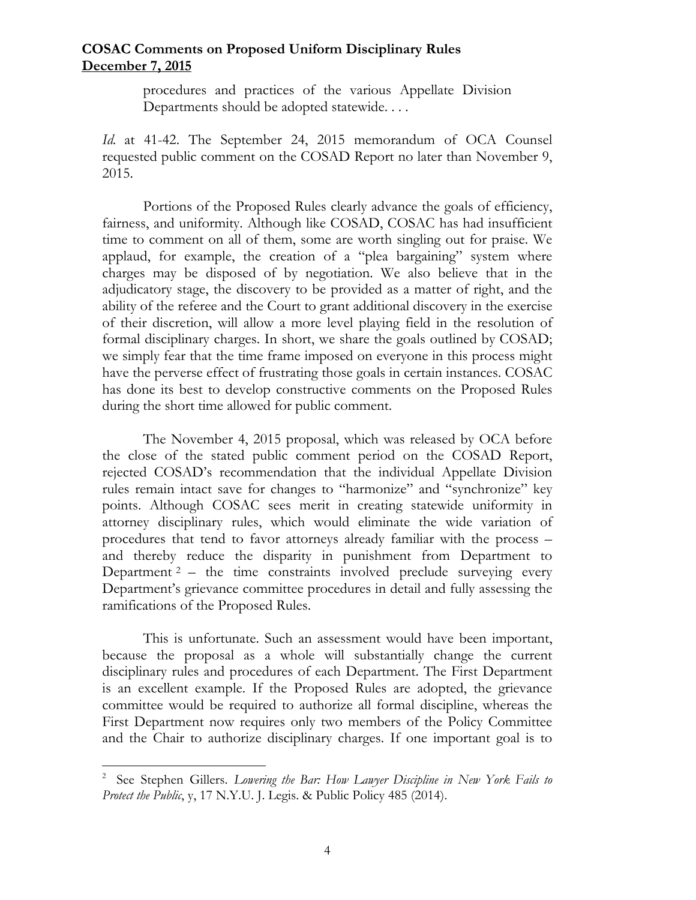procedures and practices of the various Appellate Division Departments should be adopted statewide. . . .

*Id.* at 41-42. The September 24, 2015 memorandum of OCA Counsel requested public comment on the COSAD Report no later than November 9, 2015.

Portions of the Proposed Rules clearly advance the goals of efficiency, fairness, and uniformity. Although like COSAD, COSAC has had insufficient time to comment on all of them, some are worth singling out for praise. We applaud, for example, the creation of a "plea bargaining" system where charges may be disposed of by negotiation. We also believe that in the adjudicatory stage, the discovery to be provided as a matter of right, and the ability of the referee and the Court to grant additional discovery in the exercise of their discretion, will allow a more level playing field in the resolution of formal disciplinary charges. In short, we share the goals outlined by COSAD; we simply fear that the time frame imposed on everyone in this process might have the perverse effect of frustrating those goals in certain instances. COSAC has done its best to develop constructive comments on the Proposed Rules during the short time allowed for public comment.

The November 4, 2015 proposal, which was released by OCA before the close of the stated public comment period on the COSAD Report, rejected COSAD's recommendation that the individual Appellate Division rules remain intact save for changes to "harmonize" and "synchronize" key points. Although COSAC sees merit in creating statewide uniformity in attorney disciplinary rules, which would eliminate the wide variation of procedures that tend to favor attorneys already familiar with the process – and thereby reduce the disparity in punishment from Department to Department [2] – the time constraints involved preclude surveying every Department's grievance committee procedures in detail and fully assessing the ramifications of the Proposed Rules.

This is unfortunate. Such an assessment would have been important, because the proposal as a whole will substantially change the current disciplinary rules and procedures of each Department. The First Department is an excellent example. If the Proposed Rules are adopted, the grievance committee would be required to authorize all formal discipline, whereas the First Department now requires only two members of the Policy Committee and the Chair to authorize disciplinary charges. If one important goal is to

---

[2] See Stephen Gillers. *Lowering the Bar: How Lawyer Discipline in New York Fails to Protect the Public*, y, 17 N.Y.U. J. Legis. & Public Policy 485 (2014).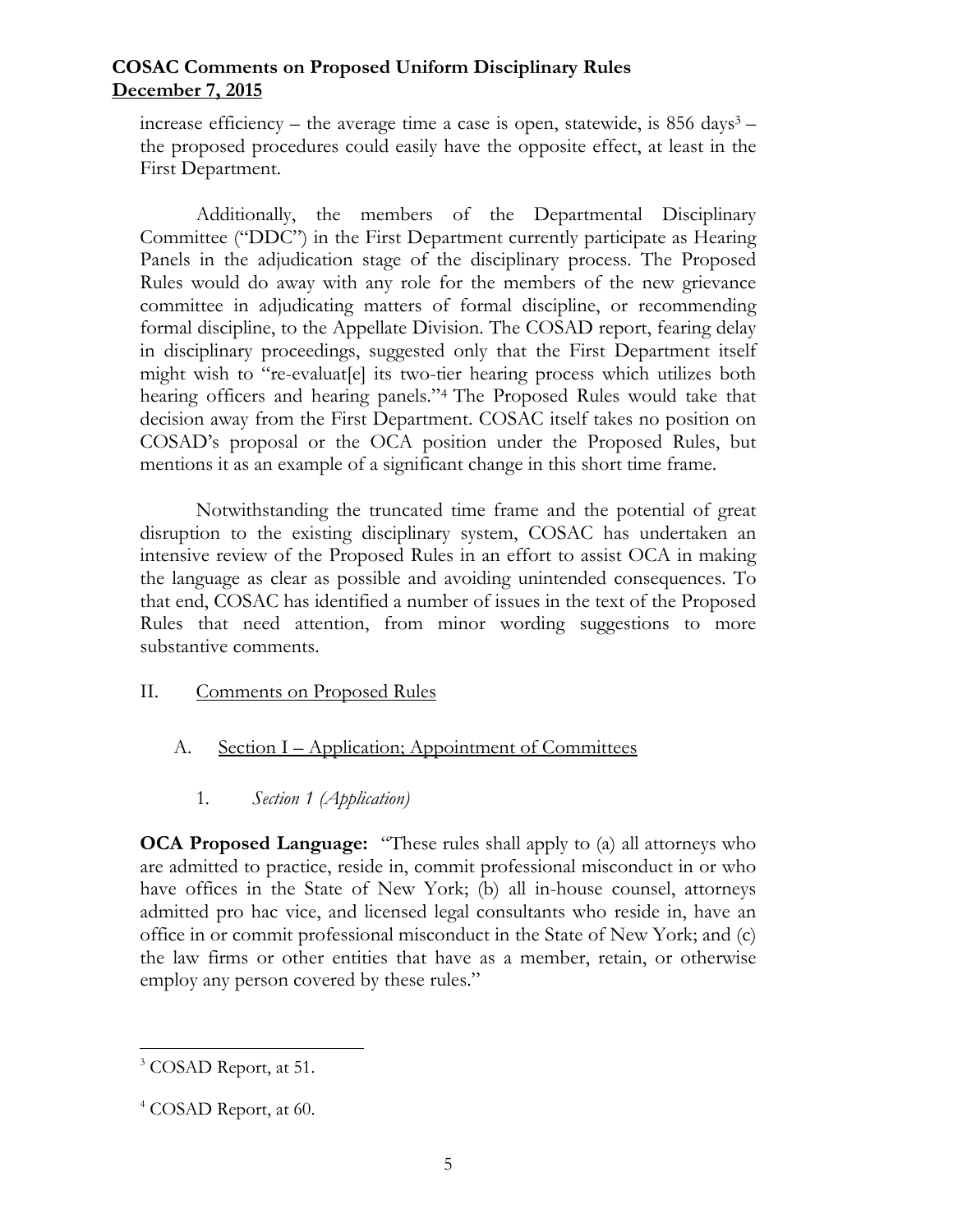increase efficiency – the average time a case is open, statewide, is 856 days[3] – the proposed procedures could easily have the opposite effect, at least in the First Department.

Additionally, the members of the Departmental Disciplinary Committee ("DDC") in the First Department currently participate as Hearing Panels in the adjudication stage of the disciplinary process. The Proposed Rules would do away with any role for the members of the new grievance committee in adjudicating matters of formal discipline, or recommending formal discipline, to the Appellate Division. The COSAD report, fearing delay in disciplinary proceedings, suggested only that the First Department itself might wish to "re-evaluat[e] its two-tier hearing process which utilizes both hearing officers and hearing panels."[4] The Proposed Rules would take that decision away from the First Department. COSAC itself takes no position on COSAD's proposal or the OCA position under the Proposed Rules, but mentions it as an example of a significant change in this short time frame.

Notwithstanding the truncated time frame and the potential of great disruption to the existing disciplinary system, COSAC has undertaken an intensive review of the Proposed Rules in an effort to assist OCA in making the language as clear as possible and avoiding unintended consequences. To that end, COSAC has identified a number of issues in the text of the Proposed Rules that need attention, from minor wording suggestions to more substantive comments.

## II. Comments on Proposed Rules

### A. Section I – Application; Appointment of Committees

#### 1. *Section 1 (Application)*

**OCA Proposed Language:** "These rules shall apply to (a) all attorneys who are admitted to practice, reside in, commit professional misconduct in or who have offices in the State of New York; (b) all in-house counsel, attorneys admitted pro hac vice, and licensed legal consultants who reside in, have an office in or commit professional misconduct in the State of New York; and (c) the law firms or other entities that have as a member, retain, or otherwise employ any person covered by these rules."

---

[3] COSAD Report, at 51.

[4] COSAD Report, at 60.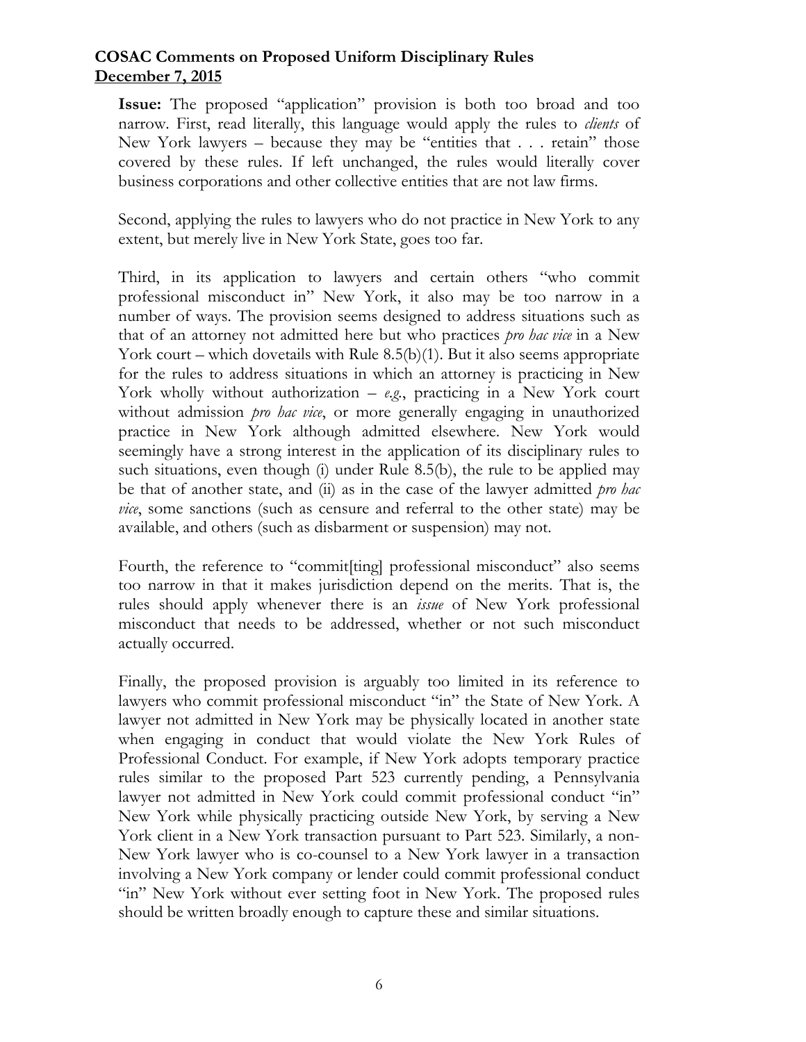**Issue:** The proposed "application" provision is both too broad and too narrow. First, read literally, this language would apply the rules to *clients* of New York lawyers – because they may be "entities that . . . retain" those covered by these rules. If left unchanged, the rules would literally cover business corporations and other collective entities that are not law firms.

Second, applying the rules to lawyers who do not practice in New York to any extent, but merely live in New York State, goes too far.

Third, in its application to lawyers and certain others "who commit professional misconduct in" New York, it also may be too narrow in a number of ways. The provision seems designed to address situations such as that of an attorney not admitted here but who practices *pro hac vice* in a New York court – which dovetails with Rule 8.5(b)(1). But it also seems appropriate for the rules to address situations in which an attorney is practicing in New York wholly without authorization – *e.g.*, practicing in a New York court without admission *pro hac vice*, or more generally engaging in unauthorized practice in New York although admitted elsewhere. New York would seemingly have a strong interest in the application of its disciplinary rules to such situations, even though (i) under Rule 8.5(b), the rule to be applied may be that of another state, and (ii) as in the case of the lawyer admitted *pro hac vice*, some sanctions (such as censure and referral to the other state) may be available, and others (such as disbarment or suspension) may not.

Fourth, the reference to "commit[ting] professional misconduct" also seems too narrow in that it makes jurisdiction depend on the merits. That is, the rules should apply whenever there is an *issue* of New York professional misconduct that needs to be addressed, whether or not such misconduct actually occurred.

Finally, the proposed provision is arguably too limited in its reference to lawyers who commit professional misconduct "in" the State of New York. A lawyer not admitted in New York may be physically located in another state when engaging in conduct that would violate the New York Rules of Professional Conduct. For example, if New York adopts temporary practice rules similar to the proposed Part 523 currently pending, a Pennsylvania lawyer not admitted in New York could commit professional conduct "in" New York while physically practicing outside New York, by serving a New York client in a New York transaction pursuant to Part 523. Similarly, a non-New York lawyer who is co-counsel to a New York lawyer in a transaction involving a New York company or lender could commit professional conduct "in" New York without ever setting foot in New York. The proposed rules should be written broadly enough to capture these and similar situations.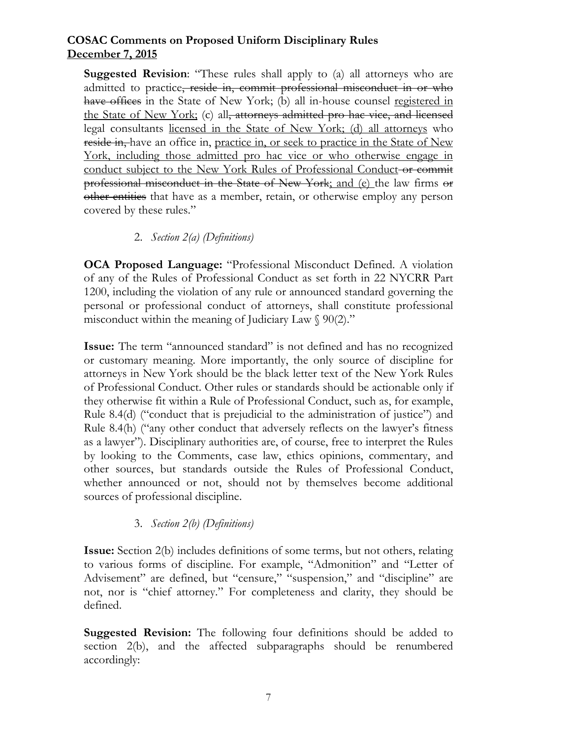**Suggested Revision**: "These rules shall apply to (a) all attorneys who are admitted to practice~~, reside in, commit professional misconduct in or who have offices~~ in the State of New York; (b) all in-house counsel <u>registered in the State of New York;</u> (c) all~~, attorneys admitted pro hac vice, and licensed~~ legal consultants <u>licensed in the State of New York; (d) all attorneys</u> who ~~reside in,~~ have an office in, <u>practice in, or seek to practice in the State of New York, including those admitted pro hac vice or who otherwise engage in conduct subject to the New York Rules of Professional Conduct</u> ~~or commit professional misconduct in the State of New York~~<u>; and (e)</u> the law firms ~~or other entities~~ that have as a member, retain, or otherwise employ any person covered by these rules."

2. *Section 2(a) (Definitions)*

**OCA Proposed Language:** "Professional Misconduct Defined. A violation of any of the Rules of Professional Conduct as set forth in 22 NYCRR Part 1200, including the violation of any rule or announced standard governing the personal or professional conduct of attorneys, shall constitute professional misconduct within the meaning of Judiciary Law § 90(2)."

**Issue:** The term "announced standard" is not defined and has no recognized or customary meaning. More importantly, the only source of discipline for attorneys in New York should be the black letter text of the New York Rules of Professional Conduct. Other rules or standards should be actionable only if they otherwise fit within a Rule of Professional Conduct, such as, for example, Rule 8.4(d) ("conduct that is prejudicial to the administration of justice") and Rule 8.4(h) ("any other conduct that adversely reflects on the lawyer's fitness as a lawyer"). Disciplinary authorities are, of course, free to interpret the Rules by looking to the Comments, case law, ethics opinions, commentary, and other sources, but standards outside the Rules of Professional Conduct, whether announced or not, should not by themselves become additional sources of professional discipline.

3. *Section 2(b) (Definitions)*

**Issue:** Section 2(b) includes definitions of some terms, but not others, relating to various forms of discipline. For example, "Admonition" and "Letter of Advisement" are defined, but "censure," "suspension," and "discipline" are not, nor is "chief attorney." For completeness and clarity, they should be defined.

**Suggested Revision:** The following four definitions should be added to section 2(b), and the affected subparagraphs should be renumbered accordingly: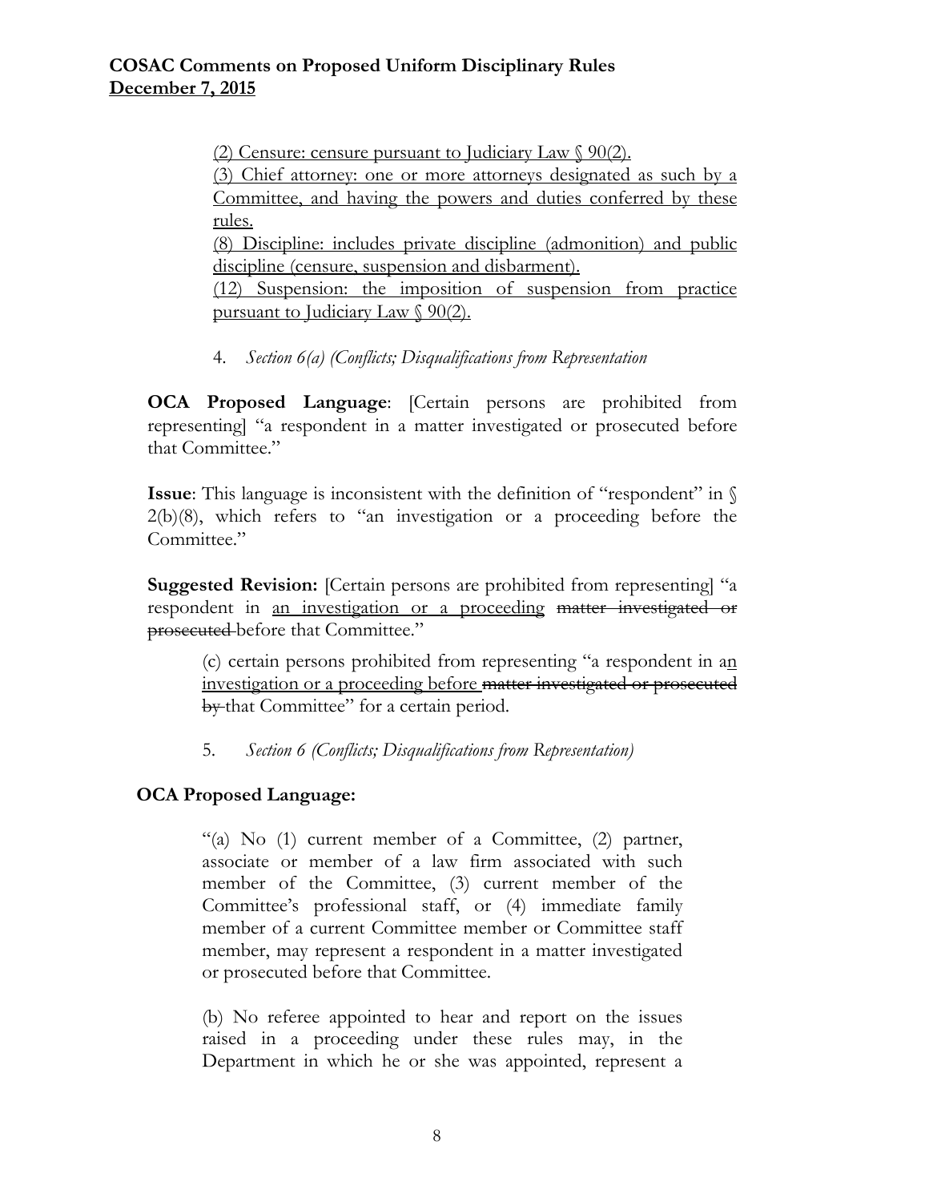<u>(2) Censure: censure pursuant to Judiciary Law § 90(2).</u>
<u>(3) Chief attorney: one or more attorneys designated as such by a Committee, and having the powers and duties conferred by these rules.</u>
<u>(8) Discipline: includes private discipline (admonition) and public discipline (censure, suspension and disbarment).</u>
<u>(12) Suspension: the imposition of suspension from practice pursuant to Judiciary Law § 90(2).</u>

4. *Section 6(a) (Conflicts; Disqualifications from Representation*

**OCA Proposed Language**: [Certain persons are prohibited from representing] "a respondent in a matter investigated or prosecuted before that Committee."

**Issue**: This language is inconsistent with the definition of "respondent" in § 2(b)(8), which refers to "an investigation or a proceeding before the Committee."

**Suggested Revision:** [Certain persons are prohibited from representing] "a respondent in <u>an investigation or a proceeding</u> ~~matter investigated or prosecuted~~ before that Committee."

> (c) certain persons prohibited from representing "a respondent in a<u>n</u> <u>investigation or a proceeding before</u> ~~matter investigated or prosecuted by~~ that Committee" for a certain period.

5. *Section 6 (Conflicts; Disqualifications from Representation)*

**OCA Proposed Language:**

> "(a) No (1) current member of a Committee, (2) partner, associate or member of a law firm associated with such member of the Committee, (3) current member of the Committee's professional staff, or (4) immediate family member of a current Committee member or Committee staff member, may represent a respondent in a matter investigated or prosecuted before that Committee.
>
> (b) No referee appointed to hear and report on the issues raised in a proceeding under these rules may, in the Department in which he or she was appointed, represent a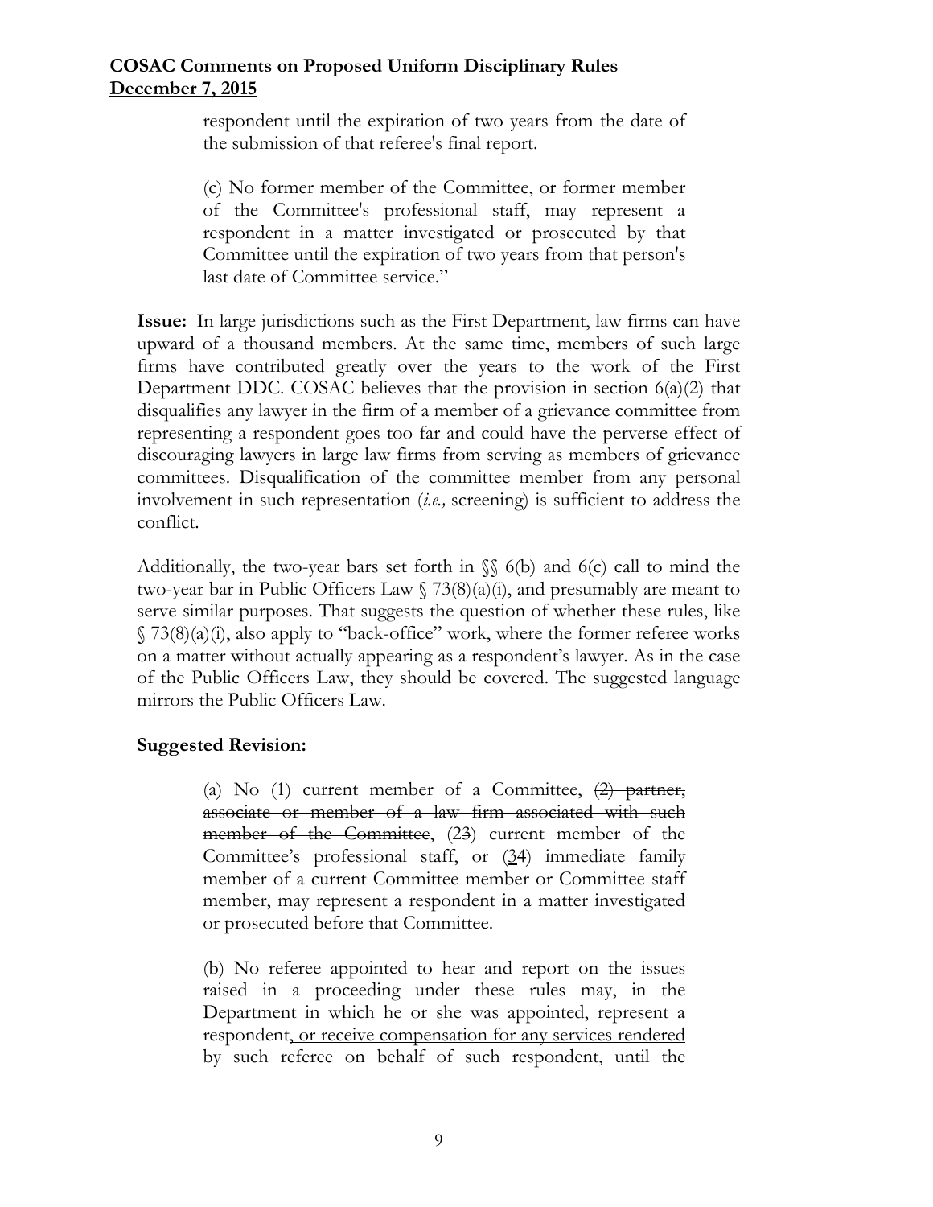respondent until the expiration of two years from the date of the submission of that referee's final report.

> (c) No former member of the Committee, or former member of the Committee's professional staff, may represent a respondent in a matter investigated or prosecuted by that Committee until the expiration of two years from that person's last date of Committee service."

**Issue:** In large jurisdictions such as the First Department, law firms can have upward of a thousand members. At the same time, members of such large firms have contributed greatly over the years to the work of the First Department DDC. COSAC believes that the provision in section 6(a)(2) that disqualifies any lawyer in the firm of a member of a grievance committee from representing a respondent goes too far and could have the perverse effect of discouraging lawyers in large law firms from serving as members of grievance committees. Disqualification of the committee member from any personal involvement in such representation (*i.e.,* screening) is sufficient to address the conflict.

Additionally, the two-year bars set forth in §§ 6(b) and 6(c) call to mind the two-year bar in Public Officers Law § 73(8)(a)(i), and presumably are meant to serve similar purposes. That suggests the question of whether these rules, like § 73(8)(a)(i), also apply to "back-office" work, where the former referee works on a matter without actually appearing as a respondent's lawyer. As in the case of the Public Officers Law, they should be covered. The suggested language mirrors the Public Officers Law.

**Suggested Revision:**

> (a) No (1) current member of a Committee, ~~(2) partner, associate or member of a law firm associated with such member of the Committee~~, (<u>2</u>~~3~~) current member of the Committee's professional staff, or (<u>3</u>~~4~~) immediate family member of a current Committee member or Committee staff member, may represent a respondent in a matter investigated or prosecuted before that Committee.
>
> (b) No referee appointed to hear and report on the issues raised in a proceeding under these rules may, in the Department in which he or she was appointed, represent a respondent<u>, or receive compensation for any services rendered by such referee on behalf of such respondent,</u> until the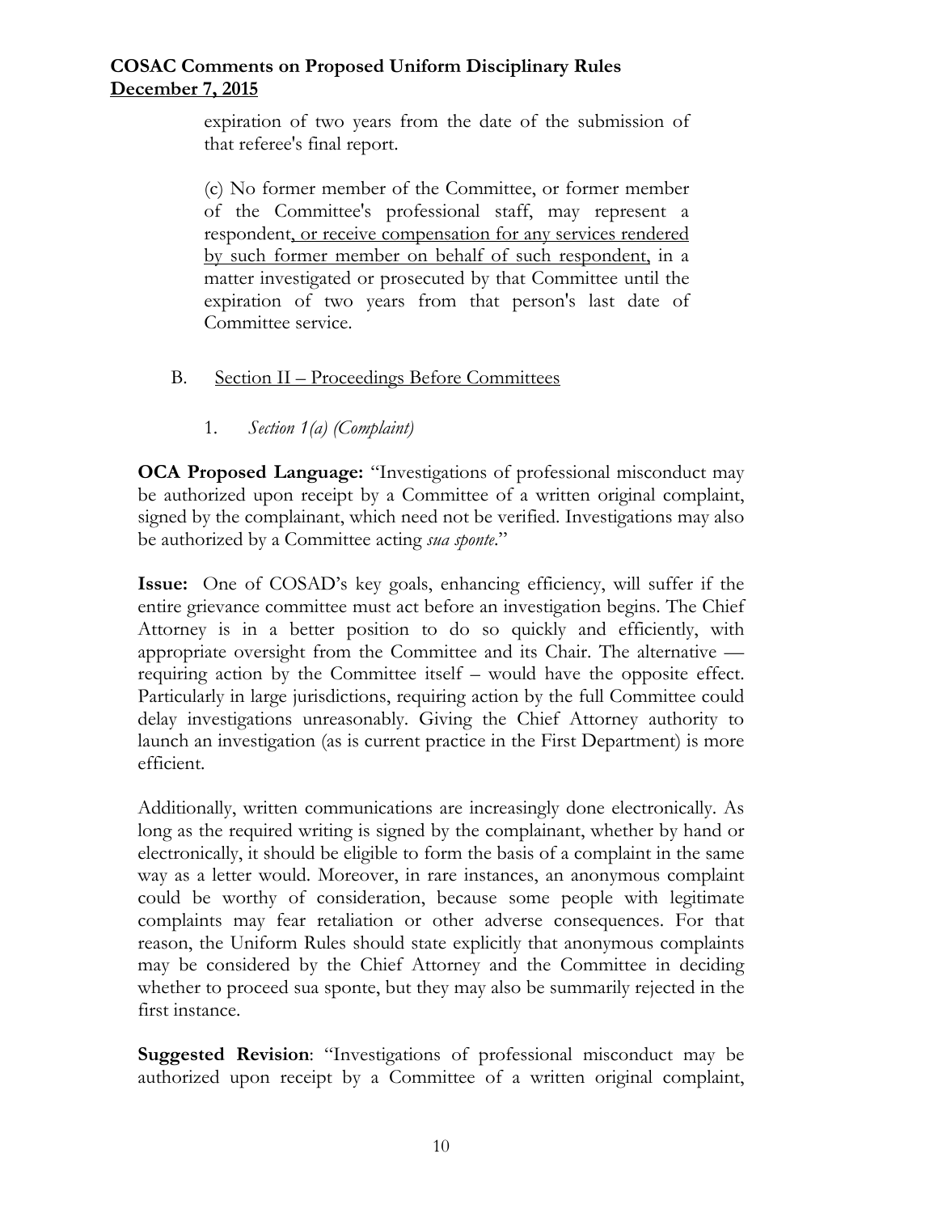expiration of two years from the date of the submission of that referee's final report.

(c) No former member of the Committee, or former member of the Committee's professional staff, may represent a respondent<u>, or receive compensation for any services rendered by such former member on behalf of such respondent,</u> in a matter investigated or prosecuted by that Committee until the expiration of two years from that person's last date of Committee service.

B. <u>Section II – Proceedings Before Committees</u>

1. *Section 1(a) (Complaint)*

**OCA Proposed Language:** "Investigations of professional misconduct may be authorized upon receipt by a Committee of a written original complaint, signed by the complainant, which need not be verified. Investigations may also be authorized by a Committee acting *sua sponte*."

**Issue:** One of COSAD's key goals, enhancing efficiency, will suffer if the entire grievance committee must act before an investigation begins. The Chief Attorney is in a better position to do so quickly and efficiently, with appropriate oversight from the Committee and its Chair. The alternative — requiring action by the Committee itself – would have the opposite effect. Particularly in large jurisdictions, requiring action by the full Committee could delay investigations unreasonably. Giving the Chief Attorney authority to launch an investigation (as is current practice in the First Department) is more efficient.

Additionally, written communications are increasingly done electronically. As long as the required writing is signed by the complainant, whether by hand or electronically, it should be eligible to form the basis of a complaint in the same way as a letter would. Moreover, in rare instances, an anonymous complaint could be worthy of consideration, because some people with legitimate complaints may fear retaliation or other adverse consequences. For that reason, the Uniform Rules should state explicitly that anonymous complaints may be considered by the Chief Attorney and the Committee in deciding whether to proceed sua sponte, but they may also be summarily rejected in the first instance.

**Suggested Revision**: "Investigations of professional misconduct may be authorized upon receipt by a Committee of a written original complaint,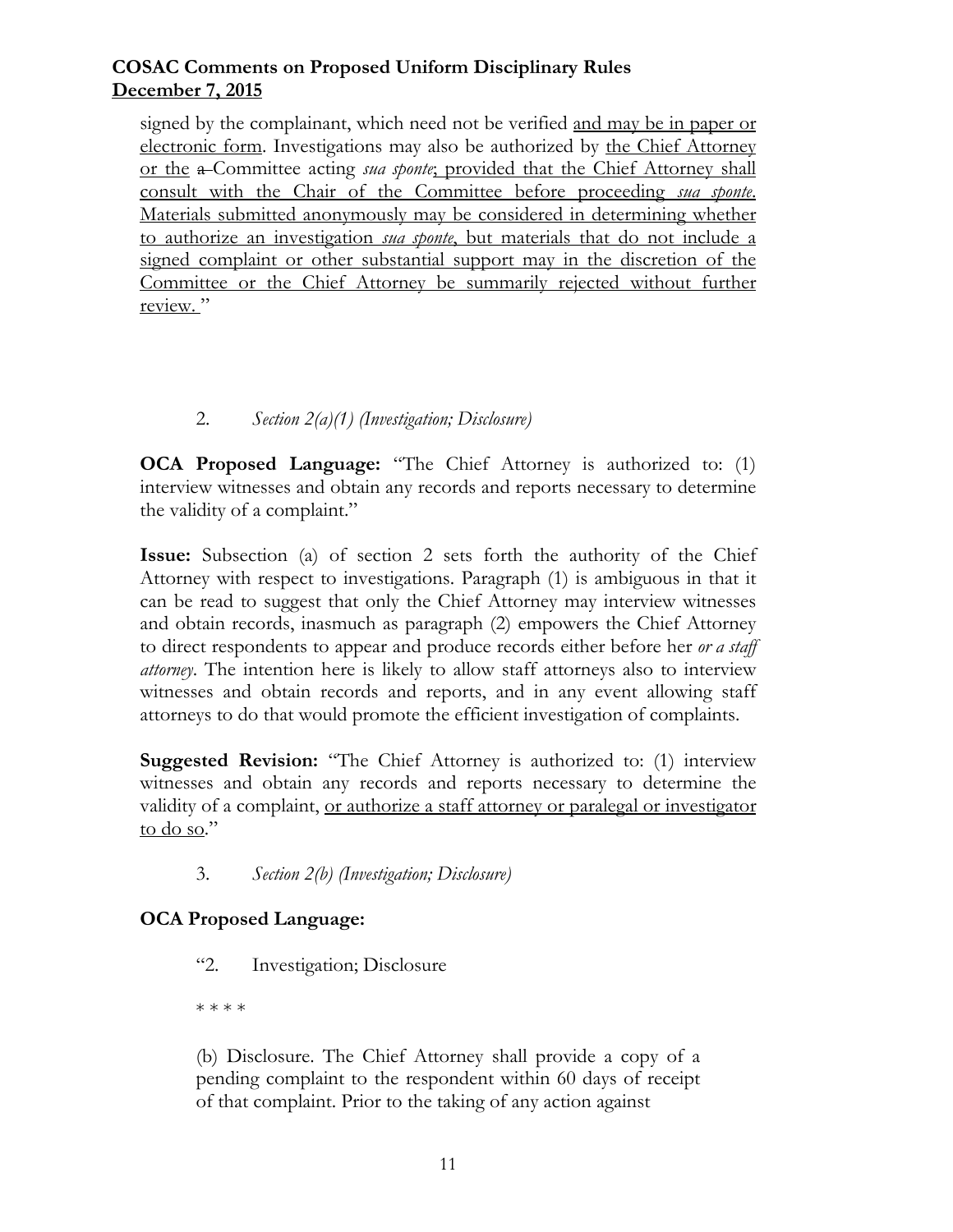signed by the complainant, which need not be verified <u>and may be in paper or electronic form</u>. Investigations may also be authorized by <u>the Chief Attorney or the</u> ~~a~~ Committee acting *sua sponte*<u>; provided that the Chief Attorney shall consult with the Chair of the Committee before proceeding *sua sponte*. Materials submitted anonymously may be considered in determining whether to authorize an investigation *sua sponte*, but materials that do not include a signed complaint or other substantial support may in the discretion of the Committee or the Chief Attorney be summarily rejected without further review.</u>"

2. *Section 2(a)(1) (Investigation; Disclosure)*

**OCA Proposed Language:** "The Chief Attorney is authorized to: (1) interview witnesses and obtain any records and reports necessary to determine the validity of a complaint."

**Issue:** Subsection (a) of section 2 sets forth the authority of the Chief Attorney with respect to investigations. Paragraph (1) is ambiguous in that it can be read to suggest that only the Chief Attorney may interview witnesses and obtain records, inasmuch as paragraph (2) empowers the Chief Attorney to direct respondents to appear and produce records either before her *or a staff attorney*. The intention here is likely to allow staff attorneys also to interview witnesses and obtain records and reports, and in any event allowing staff attorneys to do that would promote the efficient investigation of complaints.

**Suggested Revision:** "The Chief Attorney is authorized to: (1) interview witnesses and obtain any records and reports necessary to determine the validity of a complaint, <u>or authorize a staff attorney or paralegal or investigator to do so</u>."

3. *Section 2(b) (Investigation; Disclosure)*

**OCA Proposed Language:**

> "2. Investigation; Disclosure
>
> \* \* \* \*
>
> (b) Disclosure. The Chief Attorney shall provide a copy of a pending complaint to the respondent within 60 days of receipt of that complaint. Prior to the taking of any action against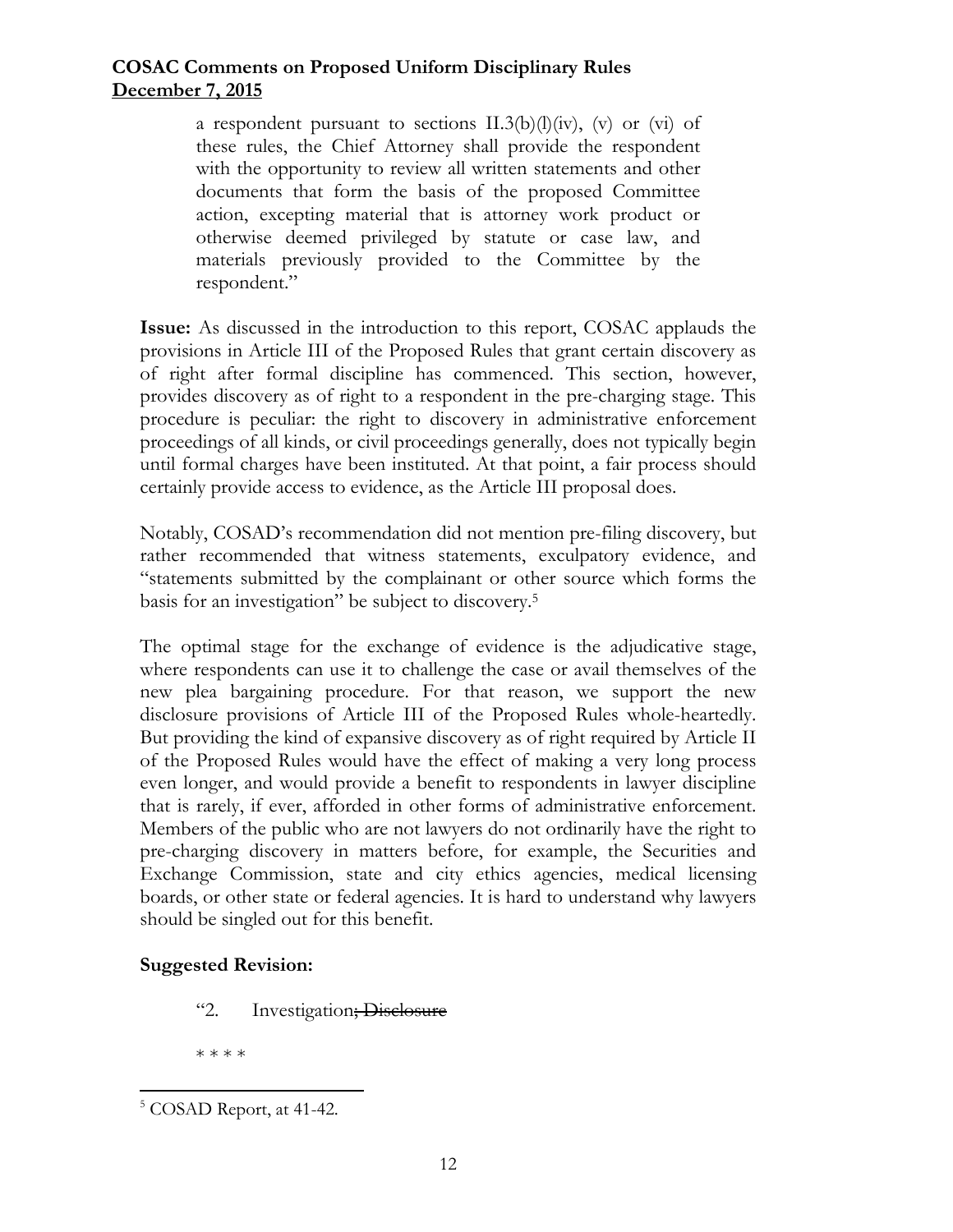> a respondent pursuant to sections II.3(b)(l)(iv), (v) or (vi) of these rules, the Chief Attorney shall provide the respondent with the opportunity to review all written statements and other documents that form the basis of the proposed Committee action, excepting material that is attorney work product or otherwise deemed privileged by statute or case law, and materials previously provided to the Committee by the respondent."

**Issue:** As discussed in the introduction to this report, COSAC applauds the provisions in Article III of the Proposed Rules that grant certain discovery as of right after formal discipline has commenced. This section, however, provides discovery as of right to a respondent in the pre-charging stage. This procedure is peculiar: the right to discovery in administrative enforcement proceedings of all kinds, or civil proceedings generally, does not typically begin until formal charges have been instituted. At that point, a fair process should certainly provide access to evidence, as the Article III proposal does.

Notably, COSAD's recommendation did not mention pre-filing discovery, but rather recommended that witness statements, exculpatory evidence, and "statements submitted by the complainant or other source which forms the basis for an investigation" be subject to discovery.[5]

The optimal stage for the exchange of evidence is the adjudicative stage, where respondents can use it to challenge the case or avail themselves of the new plea bargaining procedure. For that reason, we support the new disclosure provisions of Article III of the Proposed Rules whole-heartedly. But providing the kind of expansive discovery as of right required by Article II of the Proposed Rules would have the effect of making a very long process even longer, and would provide a benefit to respondents in lawyer discipline that is rarely, if ever, afforded in other forms of administrative enforcement. Members of the public who are not lawyers do not ordinarily have the right to pre-charging discovery in matters before, for example, the Securities and Exchange Commission, state and city ethics agencies, medical licensing boards, or other state or federal agencies. It is hard to understand why lawyers should be singled out for this benefit.

**Suggested Revision:**

> "2. Investigation~~; Disclosure~~
>
> * * * *

[5] COSAD Report, at 41-42.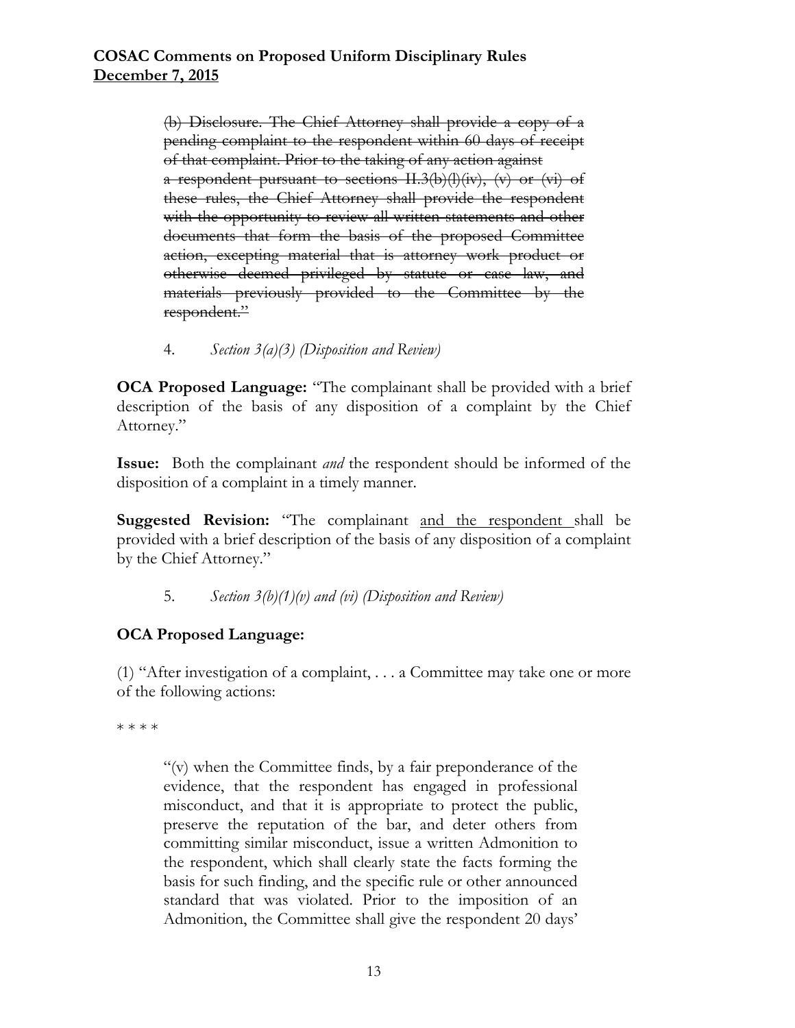> ~~(b) Disclosure. The Chief Attorney shall provide a copy of a pending complaint to the respondent within 60 days of receipt of that complaint. Prior to the taking of any action against a respondent pursuant to sections II.3(b)(l)(iv), (v) or (vi) of these rules, the Chief Attorney shall provide the respondent with the opportunity to review all written statements and other documents that form the basis of the proposed Committee action, excepting material that is attorney work product or otherwise deemed privileged by statute or case law, and materials previously provided to the Committee by the respondent."~~

4. *Section 3(a)(3) (Disposition and Review)*

**OCA Proposed Language:** "The complainant shall be provided with a brief description of the basis of any disposition of a complaint by the Chief Attorney."

**Issue:** Both the complainant *and* the respondent should be informed of the disposition of a complaint in a timely manner.

**Suggested Revision:** "The complainant <u>and the respondent</u> shall be provided with a brief description of the basis of any disposition of a complaint by the Chief Attorney."

5. *Section 3(b)(1)(v) and (vi) (Disposition and Review)*

**OCA Proposed Language:**

(1) "After investigation of a complaint, . . . a Committee may take one or more of the following actions:

\* \* \* \*

> "(v) when the Committee finds, by a fair preponderance of the evidence, that the respondent has engaged in professional misconduct, and that it is appropriate to protect the public, preserve the reputation of the bar, and deter others from committing similar misconduct, issue a written Admonition to the respondent, which shall clearly state the facts forming the basis for such finding, and the specific rule or other announced standard that was violated. Prior to the imposition of an Admonition, the Committee shall give the respondent 20 days'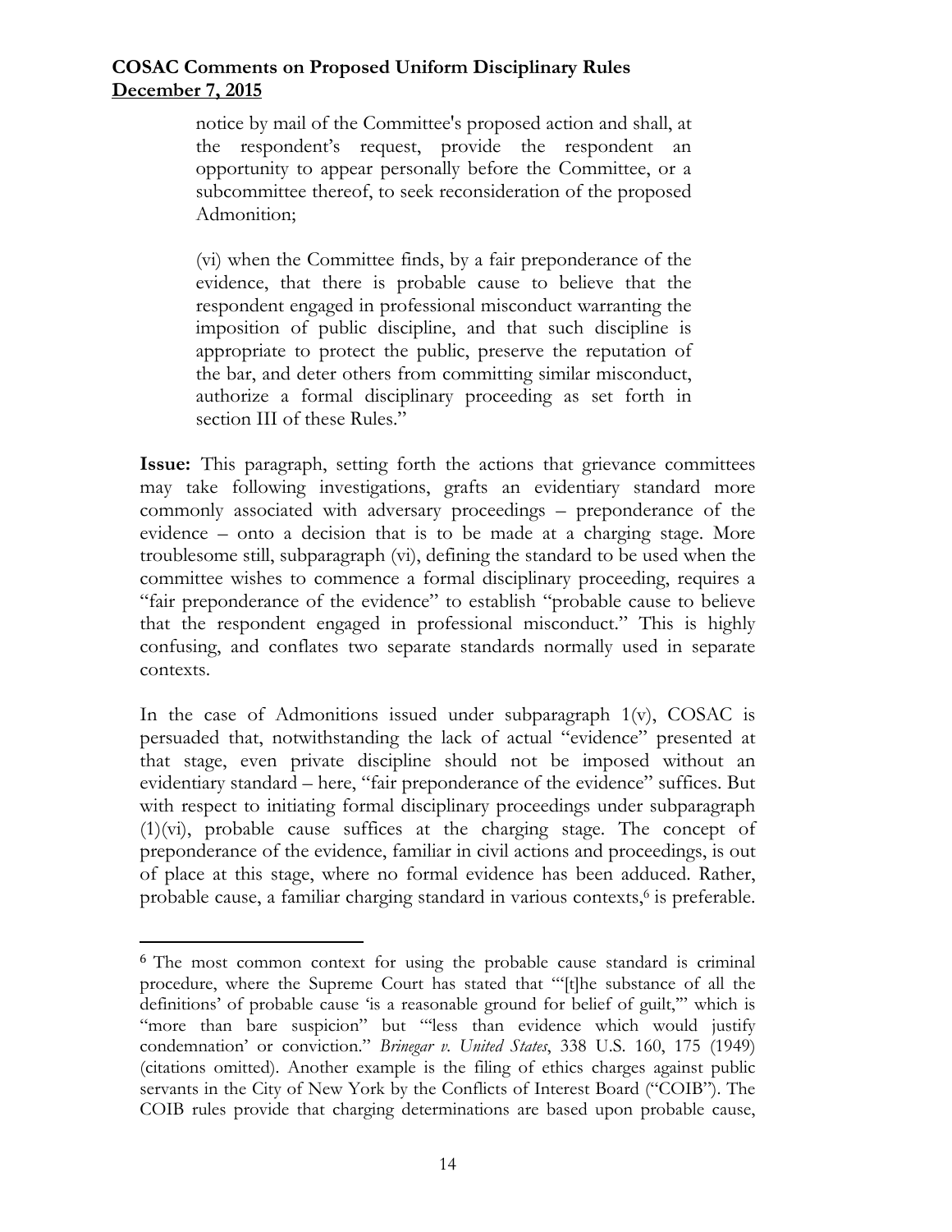> notice by mail of the Committee's proposed action and shall, at the respondent's request, provide the respondent an opportunity to appear personally before the Committee, or a subcommittee thereof, to seek reconsideration of the proposed Admonition;
>
> (vi) when the Committee finds, by a fair preponderance of the evidence, that there is probable cause to believe that the respondent engaged in professional misconduct warranting the imposition of public discipline, and that such discipline is appropriate to protect the public, preserve the reputation of the bar, and deter others from committing similar misconduct, authorize a formal disciplinary proceeding as set forth in section III of these Rules."

**Issue:** This paragraph, setting forth the actions that grievance committees may take following investigations, grafts an evidentiary standard more commonly associated with adversary proceedings – preponderance of the evidence – onto a decision that is to be made at a charging stage. More troublesome still, subparagraph (vi), defining the standard to be used when the committee wishes to commence a formal disciplinary proceeding, requires a "fair preponderance of the evidence" to establish "probable cause to believe that the respondent engaged in professional misconduct." This is highly confusing, and conflates two separate standards normally used in separate contexts.

In the case of Admonitions issued under subparagraph 1(v), COSAC is persuaded that, notwithstanding the lack of actual "evidence" presented at that stage, even private discipline should not be imposed without an evidentiary standard – here, "fair preponderance of the evidence" suffices. But with respect to initiating formal disciplinary proceedings under subparagraph (1)(vi), probable cause suffices at the charging stage. The concept of preponderance of the evidence, familiar in civil actions and proceedings, is out of place at this stage, where no formal evidence has been adduced. Rather, probable cause, a familiar charging standard in various contexts,[6] is preferable.

---

[6] The most common context for using the probable cause standard is criminal procedure, where the Supreme Court has stated that "'[t]he substance of all the definitions' of probable cause 'is a reasonable ground for belief of guilt,'" which is "more than bare suspicion" but "'less than evidence which would justify condemnation' or conviction." *Brinegar v. United States*, 338 U.S. 160, 175 (1949) (citations omitted). Another example is the filing of ethics charges against public servants in the City of New York by the Conflicts of Interest Board ("COIB"). The COIB rules provide that charging determinations are based upon probable cause,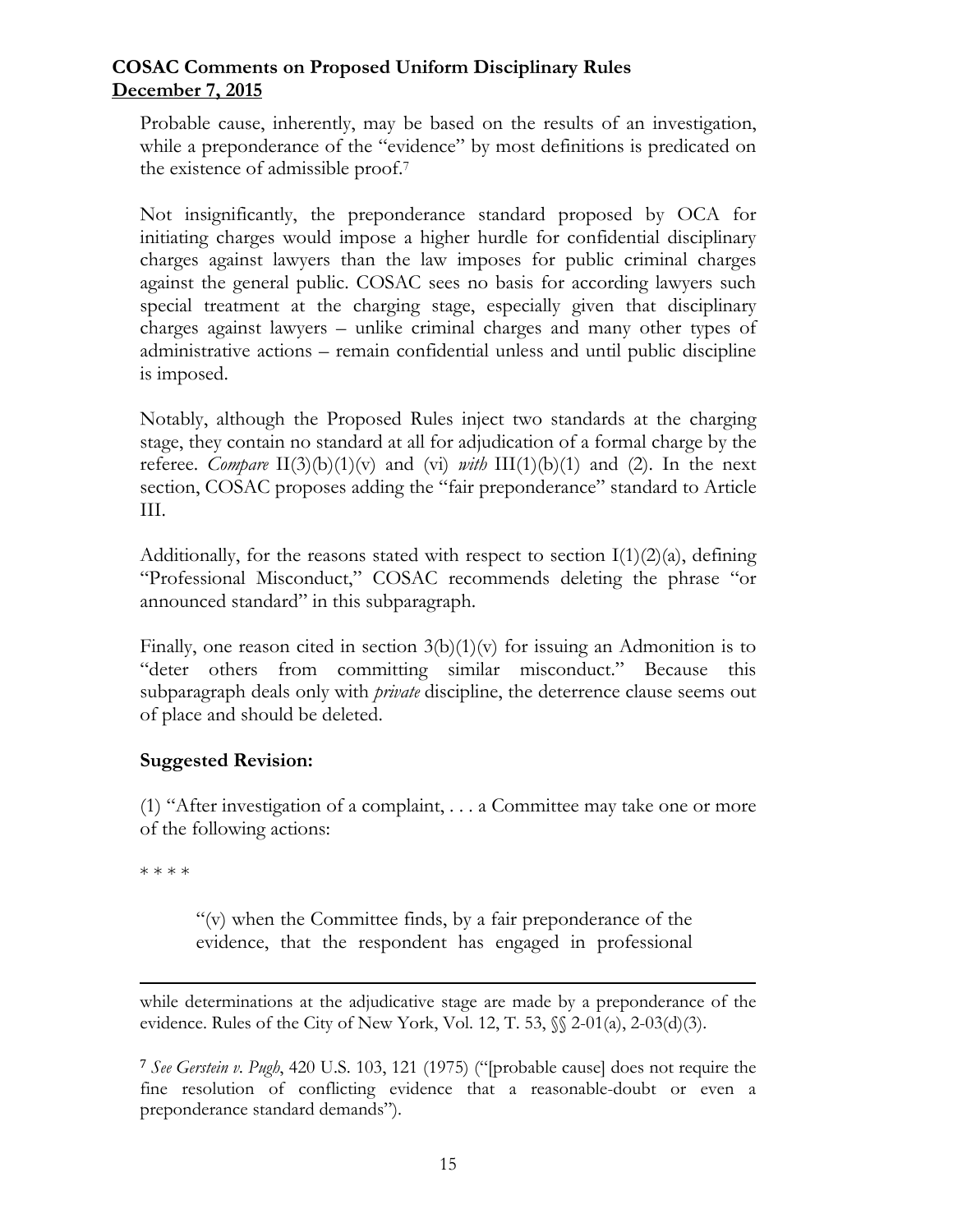Probable cause, inherently, may be based on the results of an investigation, while a preponderance of the "evidence" by most definitions is predicated on the existence of admissible proof.[7]

Not insignificantly, the preponderance standard proposed by OCA for initiating charges would impose a higher hurdle for confidential disciplinary charges against lawyers than the law imposes for public criminal charges against the general public. COSAC sees no basis for according lawyers such special treatment at the charging stage, especially given that disciplinary charges against lawyers – unlike criminal charges and many other types of administrative actions – remain confidential unless and until public discipline is imposed.

Notably, although the Proposed Rules inject two standards at the charging stage, they contain no standard at all for adjudication of a formal charge by the referee. *Compare* II(3)(b)(1)(v) and (vi) *with* III(1)(b)(1) and (2). In the next section, COSAC proposes adding the "fair preponderance" standard to Article III.

Additionally, for the reasons stated with respect to section I(1)(2)(a), defining "Professional Misconduct," COSAC recommends deleting the phrase "or announced standard" in this subparagraph.

Finally, one reason cited in section 3(b)(1)(v) for issuing an Admonition is to "deter others from committing similar misconduct." Because this subparagraph deals only with *private* discipline, the deterrence clause seems out of place and should be deleted.

**Suggested Revision:**

(1) "After investigation of a complaint, . . . a Committee may take one or more of the following actions:

* * * *

> "(v) when the Committee finds, by a fair preponderance of the evidence, that the respondent has engaged in professional

---

while determinations at the adjudicative stage are made by a preponderance of the evidence. Rules of the City of New York, Vol. 12, T. 53, §§ 2-01(a), 2-03(d)(3).

[7] *See Gerstein v. Pugh*, 420 U.S. 103, 121 (1975) ("[probable cause] does not require the fine resolution of conflicting evidence that a reasonable-doubt or even a preponderance standard demands").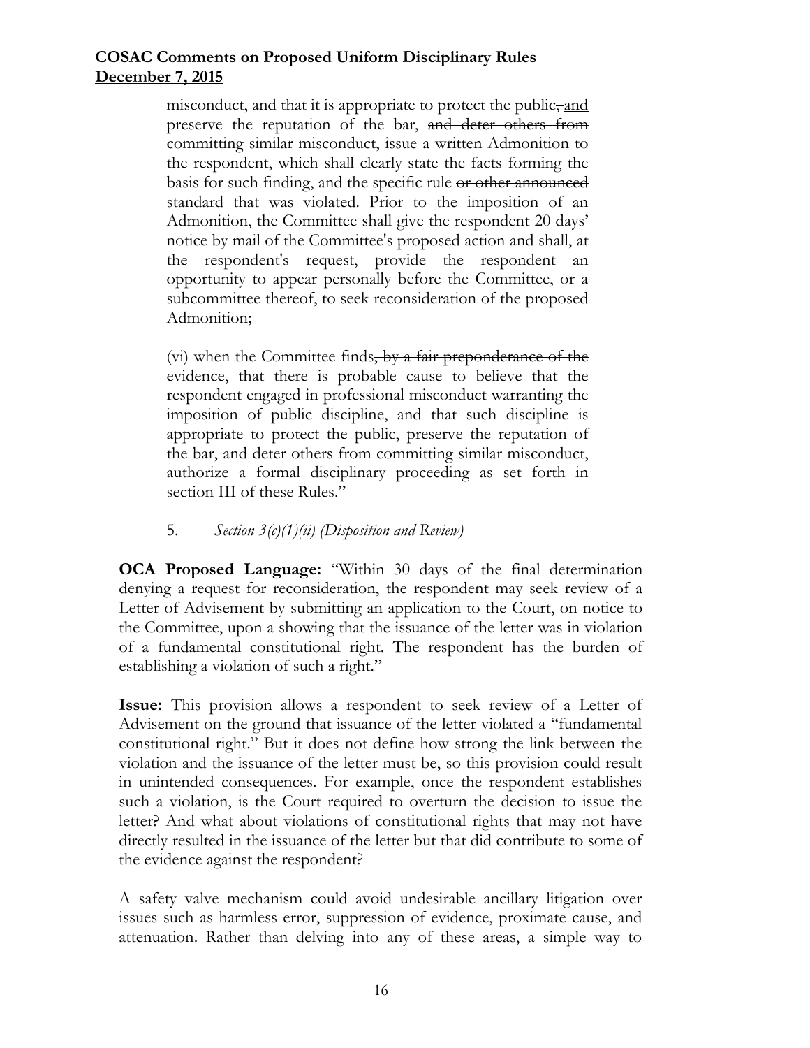misconduct, and that it is appropriate to protect the public~~,~~ and preserve the reputation of the bar, ~~and deter others from committing similar misconduct,~~ issue a written Admonition to the respondent, which shall clearly state the facts forming the basis for such finding, and the specific rule ~~or other announced standard~~ that was violated. Prior to the imposition of an Admonition, the Committee shall give the respondent 20 days' notice by mail of the Committee's proposed action and shall, at the respondent's request, provide the respondent an opportunity to appear personally before the Committee, or a subcommittee thereof, to seek reconsideration of the proposed Admonition;

(vi) when the Committee finds~~, by a fair preponderance of the evidence, that there is~~ probable cause to believe that the respondent engaged in professional misconduct warranting the imposition of public discipline, and that such discipline is appropriate to protect the public, preserve the reputation of the bar, and deter others from committing similar misconduct, authorize a formal disciplinary proceeding as set forth in section III of these Rules."

5. *Section 3(c)(1)(ii) (Disposition and Review)*

**OCA Proposed Language:** "Within 30 days of the final determination denying a request for reconsideration, the respondent may seek review of a Letter of Advisement by submitting an application to the Court, on notice to the Committee, upon a showing that the issuance of the letter was in violation of a fundamental constitutional right. The respondent has the burden of establishing a violation of such a right."

**Issue:** This provision allows a respondent to seek review of a Letter of Advisement on the ground that issuance of the letter violated a "fundamental constitutional right." But it does not define how strong the link between the violation and the issuance of the letter must be, so this provision could result in unintended consequences. For example, once the respondent establishes such a violation, is the Court required to overturn the decision to issue the letter? And what about violations of constitutional rights that may not have directly resulted in the issuance of the letter but that did contribute to some of the evidence against the respondent?

A safety valve mechanism could avoid undesirable ancillary litigation over issues such as harmless error, suppression of evidence, proximate cause, and attenuation. Rather than delving into any of these areas, a simple way to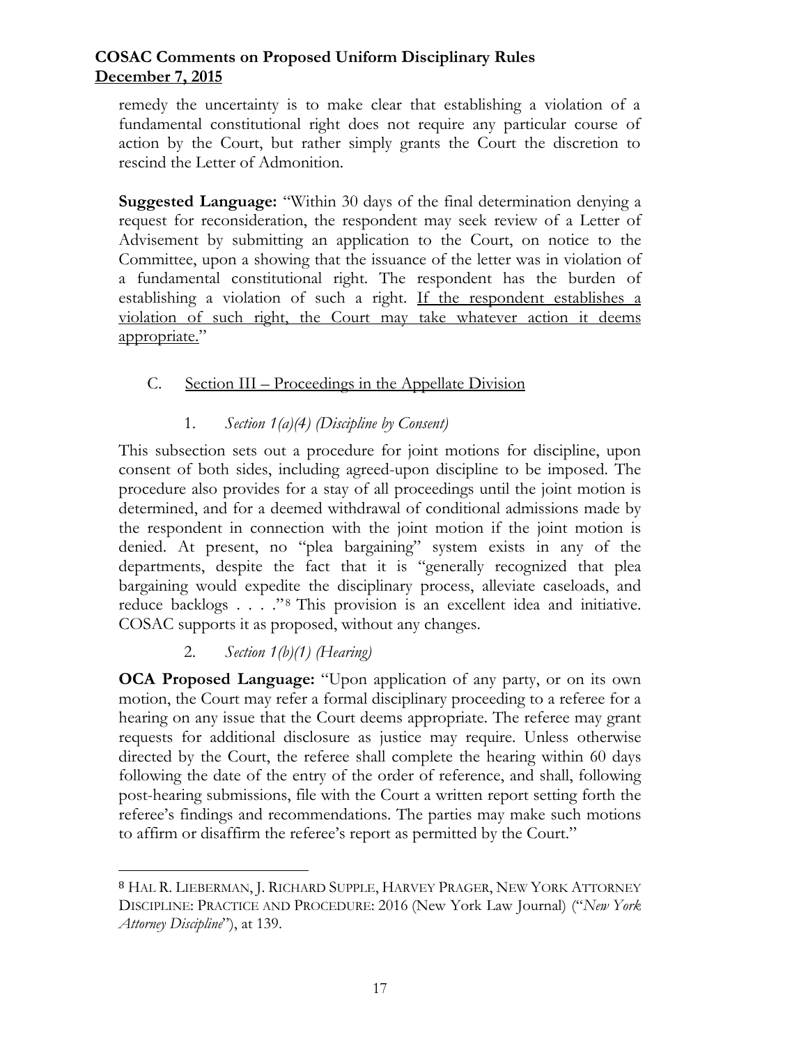remedy the uncertainty is to make clear that establishing a violation of a fundamental constitutional right does not require any particular course of action by the Court, but rather simply grants the Court the discretion to rescind the Letter of Admonition.

**Suggested Language:** "Within 30 days of the final determination denying a request for reconsideration, the respondent may seek review of a Letter of Advisement by submitting an application to the Court, on notice to the Committee, upon a showing that the issuance of the letter was in violation of a fundamental constitutional right. The respondent has the burden of establishing a violation of such a right. <u>If the respondent establishes a violation of such right, the Court may take whatever action it deems appropriate.</u>"

### C. <u>Section III – Proceedings in the Appellate Division</u>

#### 1. *Section 1(a)(4) (Discipline by Consent)*

This subsection sets out a procedure for joint motions for discipline, upon consent of both sides, including agreed-upon discipline to be imposed. The procedure also provides for a stay of all proceedings until the joint motion is determined, and for a deemed withdrawal of conditional admissions made by the respondent in connection with the joint motion if the joint motion is denied. At present, no "plea bargaining" system exists in any of the departments, despite the fact that it is "generally recognized that plea bargaining would expedite the disciplinary process, alleviate caseloads, and reduce backlogs . . . ."[8] This provision is an excellent idea and initiative. COSAC supports it as proposed, without any changes.

#### 2. *Section 1(b)(1) (Hearing)*

**OCA Proposed Language:** "Upon application of any party, or on its own motion, the Court may refer a formal disciplinary proceeding to a referee for a hearing on any issue that the Court deems appropriate. The referee may grant requests for additional disclosure as justice may require. Unless otherwise directed by the Court, the referee shall complete the hearing within 60 days following the date of the entry of the order of reference, and shall, following post-hearing submissions, file with the Court a written report setting forth the referee's findings and recommendations. The parties may make such motions to affirm or disaffirm the referee's report as permitted by the Court."

---

[8] HAL R. LIEBERMAN, J. RICHARD SUPPLE, HARVEY PRAGER, NEW YORK ATTORNEY DISCIPLINE: PRACTICE AND PROCEDURE: 2016 (New York Law Journal) ("*New York Attorney Discipline*"), at 139.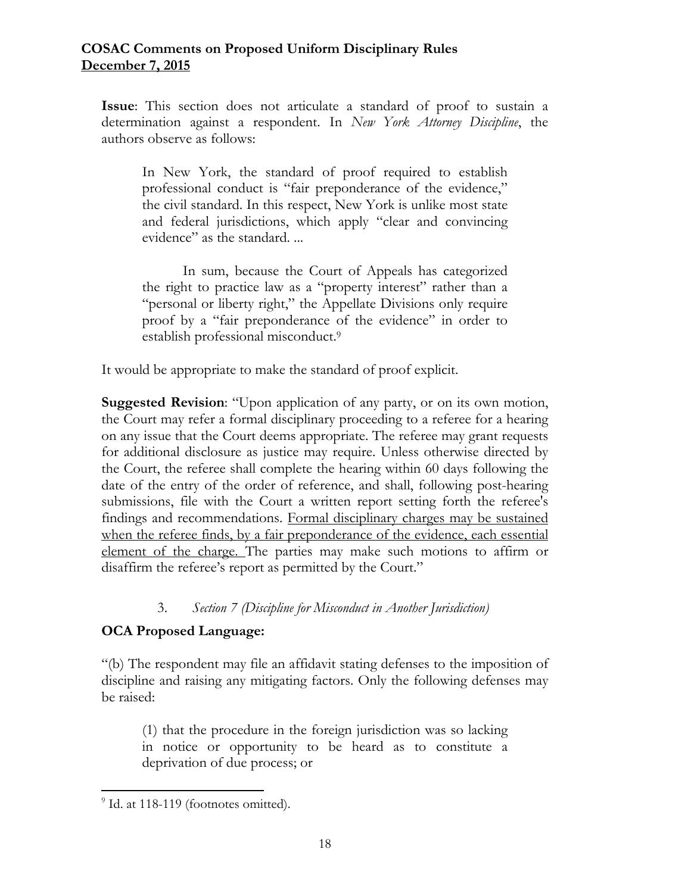**Issue**: This section does not articulate a standard of proof to sustain a determination against a respondent. In *New York Attorney Discipline*, the authors observe as follows:

> In New York, the standard of proof required to establish professional conduct is "fair preponderance of the evidence," the civil standard. In this respect, New York is unlike most state and federal jurisdictions, which apply "clear and convincing evidence" as the standard. ...
>
> In sum, because the Court of Appeals has categorized the right to practice law as a "property interest" rather than a "personal or liberty right," the Appellate Divisions only require proof by a "fair preponderance of the evidence" in order to establish professional misconduct.[9]

It would be appropriate to make the standard of proof explicit.

**Suggested Revision**: "Upon application of any party, or on its own motion, the Court may refer a formal disciplinary proceeding to a referee for a hearing on any issue that the Court deems appropriate. The referee may grant requests for additional disclosure as justice may require. Unless otherwise directed by the Court, the referee shall complete the hearing within 60 days following the date of the entry of the order of reference, and shall, following post-hearing submissions, file with the Court a written report setting forth the referee's findings and recommendations. <u>Formal disciplinary charges may be sustained when the referee finds, by a fair preponderance of the evidence, each essential element of the charge.</u> The parties may make such motions to affirm or disaffirm the referee's report as permitted by the Court."

3. *Section 7 (Discipline for Misconduct in Another Jurisdiction)*

**OCA Proposed Language:**

"(b) The respondent may file an affidavit stating defenses to the imposition of discipline and raising any mitigating factors. Only the following defenses may be raised:

> (1) that the procedure in the foreign jurisdiction was so lacking in notice or opportunity to be heard as to constitute a deprivation of due process; or

---

[9] Id. at 118-119 (footnotes omitted).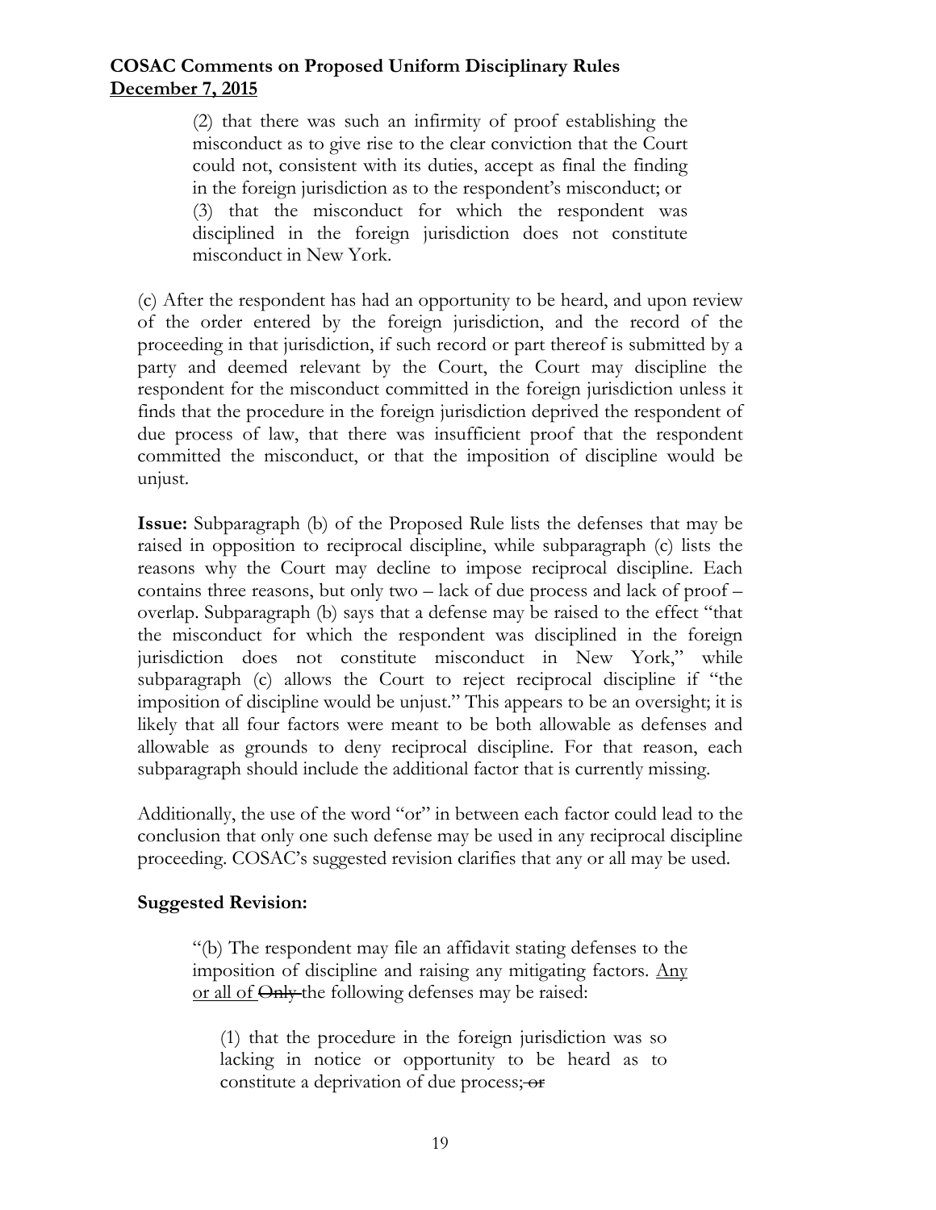> (2) that there was such an infirmity of proof establishing the misconduct as to give rise to the clear conviction that the Court could not, consistent with its duties, accept as final the finding in the foreign jurisdiction as to the respondent's misconduct; or
> (3) that the misconduct for which the respondent was disciplined in the foreign jurisdiction does not constitute misconduct in New York.

(c) After the respondent has had an opportunity to be heard, and upon review of the order entered by the foreign jurisdiction, and the record of the proceeding in that jurisdiction, if such record or part thereof is submitted by a party and deemed relevant by the Court, the Court may discipline the respondent for the misconduct committed in the foreign jurisdiction unless it finds that the procedure in the foreign jurisdiction deprived the respondent of due process of law, that there was insufficient proof that the respondent committed the misconduct, or that the imposition of discipline would be unjust.

**Issue:** Subparagraph (b) of the Proposed Rule lists the defenses that may be raised in opposition to reciprocal discipline, while subparagraph (c) lists the reasons why the Court may decline to impose reciprocal discipline. Each contains three reasons, but only two – lack of due process and lack of proof – overlap. Subparagraph (b) says that a defense may be raised to the effect "that the misconduct for which the respondent was disciplined in the foreign jurisdiction does not constitute misconduct in New York," while subparagraph (c) allows the Court to reject reciprocal discipline if "the imposition of discipline would be unjust." This appears to be an oversight; it is likely that all four factors were meant to be both allowable as defenses and allowable as grounds to deny reciprocal discipline. For that reason, each subparagraph should include the additional factor that is currently missing.

Additionally, the use of the word "or" in between each factor could lead to the conclusion that only one such defense may be used in any reciprocal discipline proceeding. COSAC's suggested revision clarifies that any or all may be used.

**Suggested Revision:**

> "(b) The respondent may file an affidavit stating defenses to the imposition of discipline and raising any mitigating factors. <u>Any or all of</u> ~~Only~~ the following defenses may be raised:
>
> (1) that the procedure in the foreign jurisdiction was so lacking in notice or opportunity to be heard as to constitute a deprivation of due process; ~~or~~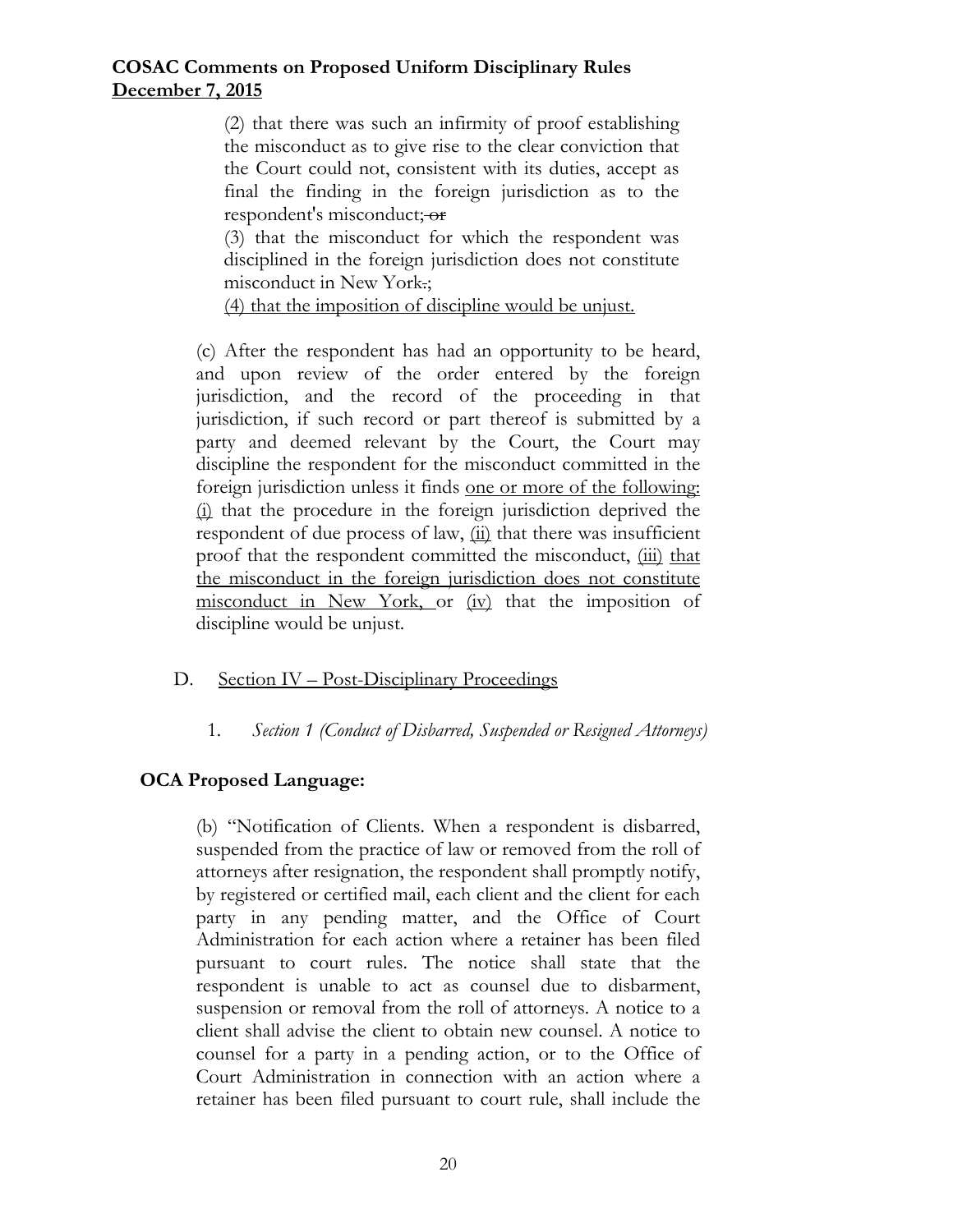(2) that there was such an infirmity of proof establishing the misconduct as to give rise to the clear conviction that the Court could not, consistent with its duties, accept as final the finding in the foreign jurisdiction as to the respondent's misconduct; ~~or~~

(3) that the misconduct for which the respondent was disciplined in the foreign jurisdiction does not constitute misconduct in New York~~.~~;

<u>(4) that the imposition of discipline would be unjust.</u>

(c) After the respondent has had an opportunity to be heard, and upon review of the order entered by the foreign jurisdiction, and the record of the proceeding in that jurisdiction, if such record or part thereof is submitted by a party and deemed relevant by the Court, the Court may discipline the respondent for the misconduct committed in the foreign jurisdiction unless it finds <u>one or more of the following</u>: <u>(i)</u> that the procedure in the foreign jurisdiction deprived the respondent of due process of law, <u>(ii)</u> that there was insufficient proof that the respondent committed the misconduct, <u>(iii)</u> <u>that the misconduct in the foreign jurisdiction does not constitute misconduct in New York,</u> or <u>(iv)</u> that the imposition of discipline would be unjust.

D. <u>Section IV – Post-Disciplinary Proceedings</u>

1. *Section 1 (Conduct of Disbarred, Suspended or Resigned Attorneys)*

**OCA Proposed Language:**

(b) "Notification of Clients. When a respondent is disbarred, suspended from the practice of law or removed from the roll of attorneys after resignation, the respondent shall promptly notify, by registered or certified mail, each client and the client for each party in any pending matter, and the Office of Court Administration for each action where a retainer has been filed pursuant to court rules. The notice shall state that the respondent is unable to act as counsel due to disbarment, suspension or removal from the roll of attorneys. A notice to a client shall advise the client to obtain new counsel. A notice to counsel for a party in a pending action, or to the Office of Court Administration in connection with an action where a retainer has been filed pursuant to court rule, shall include the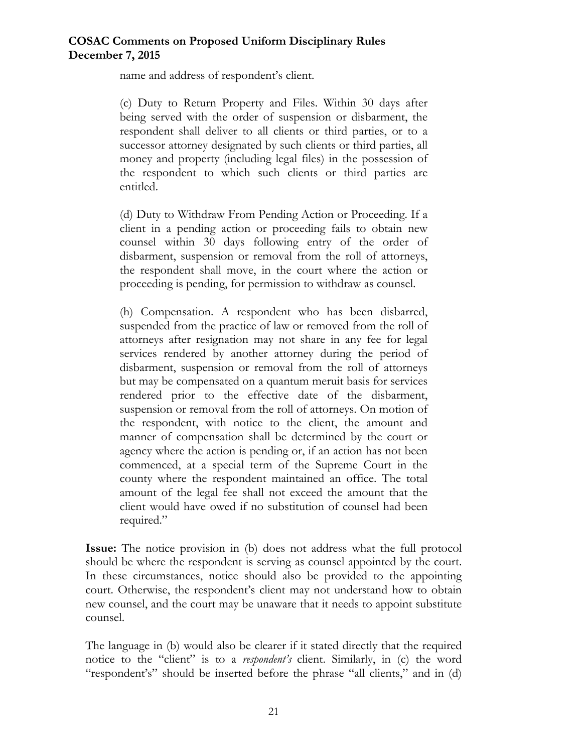name and address of respondent's client.

> (c) Duty to Return Property and Files. Within 30 days after being served with the order of suspension or disbarment, the respondent shall deliver to all clients or third parties, or to a successor attorney designated by such clients or third parties, all money and property (including legal files) in the possession of the respondent to which such clients or third parties are entitled.
>
> (d) Duty to Withdraw From Pending Action or Proceeding. If a client in a pending action or proceeding fails to obtain new counsel within 30 days following entry of the order of disbarment, suspension or removal from the roll of attorneys, the respondent shall move, in the court where the action or proceeding is pending, for permission to withdraw as counsel.
>
> (h) Compensation. A respondent who has been disbarred, suspended from the practice of law or removed from the roll of attorneys after resignation may not share in any fee for legal services rendered by another attorney during the period of disbarment, suspension or removal from the roll of attorneys but may be compensated on a quantum meruit basis for services rendered prior to the effective date of the disbarment, suspension or removal from the roll of attorneys. On motion of the respondent, with notice to the client, the amount and manner of compensation shall be determined by the court or agency where the action is pending or, if an action has not been commenced, at a special term of the Supreme Court in the county where the respondent maintained an office. The total amount of the legal fee shall not exceed the amount that the client would have owed if no substitution of counsel had been required."

**Issue:** The notice provision in (b) does not address what the full protocol should be where the respondent is serving as counsel appointed by the court. In these circumstances, notice should also be provided to the appointing court. Otherwise, the respondent's client may not understand how to obtain new counsel, and the court may be unaware that it needs to appoint substitute counsel.

The language in (b) would also be clearer if it stated directly that the required notice to the "client" is to a *respondent's* client. Similarly, in (c) the word "respondent's" should be inserted before the phrase "all clients," and in (d)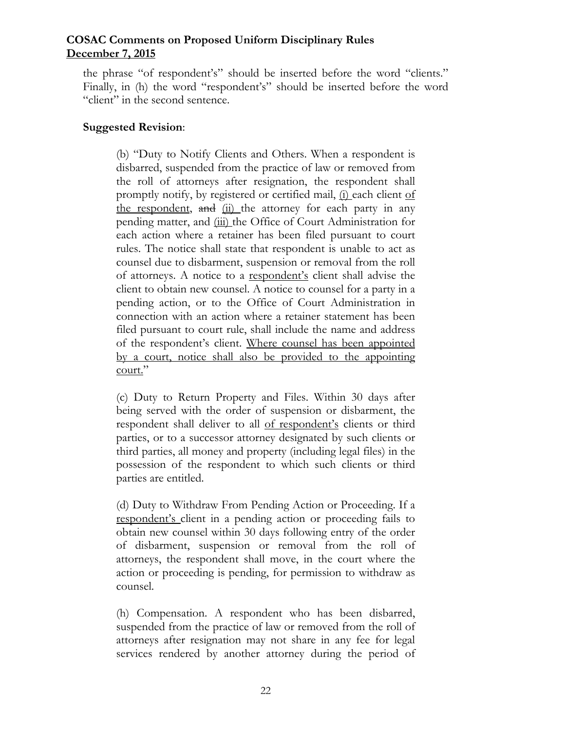the phrase "of respondent's" should be inserted before the word "clients." Finally, in (h) the word "respondent's" should be inserted before the word "client" in the second sentence.

**Suggested Revision**:

> (b) "Duty to Notify Clients and Others. When a respondent is disbarred, suspended from the practice of law or removed from the roll of attorneys after resignation, the respondent shall promptly notify, by registered or certified mail, <u>(i)</u> each client <u>of the respondent</u>, ~~and~~ <u>(ii)</u> the attorney for each party in any pending matter, and <u>(iii)</u> the Office of Court Administration for each action where a retainer has been filed pursuant to court rules. The notice shall state that respondent is unable to act as counsel due to disbarment, suspension or removal from the roll of attorneys. A notice to a <u>respondent's</u> client shall advise the client to obtain new counsel. A notice to counsel for a party in a pending action, or to the Office of Court Administration in connection with an action where a retainer statement has been filed pursuant to court rule, shall include the name and address of the respondent's client. <u>Where counsel has been appointed by a court, notice shall also be provided to the appointing court.</u>"
>
> (c) Duty to Return Property and Files. Within 30 days after being served with the order of suspension or disbarment, the respondent shall deliver to all <u>of respondent's</u> clients or third parties, or to a successor attorney designated by such clients or third parties, all money and property (including legal files) in the possession of the respondent to which such clients or third parties are entitled.
>
> (d) Duty to Withdraw From Pending Action or Proceeding. If a <u>respondent's</u> client in a pending action or proceeding fails to obtain new counsel within 30 days following entry of the order of disbarment, suspension or removal from the roll of attorneys, the respondent shall move, in the court where the action or proceeding is pending, for permission to withdraw as counsel.
>
> (h) Compensation. A respondent who has been disbarred, suspended from the practice of law or removed from the roll of attorneys after resignation may not share in any fee for legal services rendered by another attorney during the period of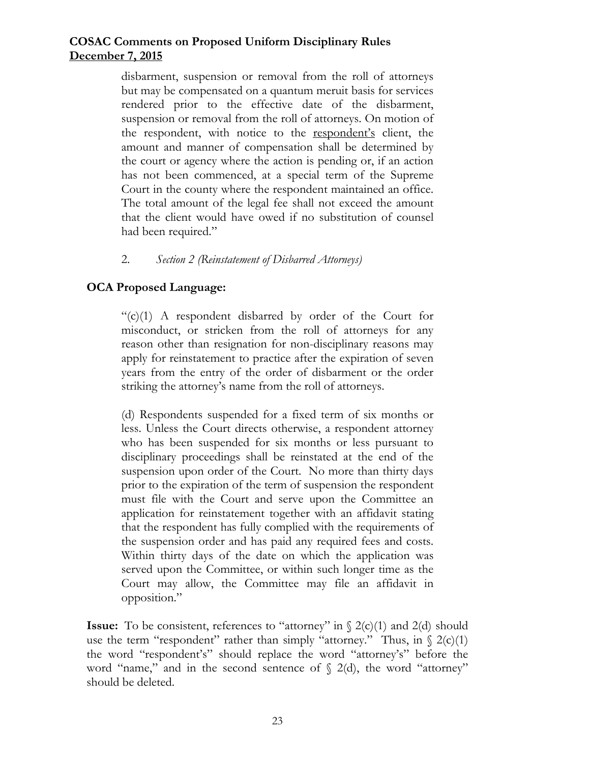disbarment, suspension or removal from the roll of attorneys but may be compensated on a quantum meruit basis for services rendered prior to the effective date of the disbarment, suspension or removal from the roll of attorneys. On motion of the respondent, with notice to the <u>respondent's</u> client, the amount and manner of compensation shall be determined by the court or agency where the action is pending or, if an action has not been commenced, at a special term of the Supreme Court in the county where the respondent maintained an office. The total amount of the legal fee shall not exceed the amount that the client would have owed if no substitution of counsel had been required."

2. *Section 2 (Reinstatement of Disbarred Attorneys)*

**OCA Proposed Language:**

> "(c)(1) A respondent disbarred by order of the Court for misconduct, or stricken from the roll of attorneys for any reason other than resignation for non-disciplinary reasons may apply for reinstatement to practice after the expiration of seven years from the entry of the order of disbarment or the order striking the attorney's name from the roll of attorneys.
>
> (d) Respondents suspended for a fixed term of six months or less. Unless the Court directs otherwise, a respondent attorney who has been suspended for six months or less pursuant to disciplinary proceedings shall be reinstated at the end of the suspension upon order of the Court. No more than thirty days prior to the expiration of the term of suspension the respondent must file with the Court and serve upon the Committee an application for reinstatement together with an affidavit stating that the respondent has fully complied with the requirements of the suspension order and has paid any required fees and costs. Within thirty days of the date on which the application was served upon the Committee, or within such longer time as the Court may allow, the Committee may file an affidavit in opposition."

**Issue:** To be consistent, references to "attorney" in § 2(c)(1) and 2(d) should use the term "respondent" rather than simply "attorney." Thus, in § 2(c)(1) the word "respondent's" should replace the word "attorney's" before the word "name," and in the second sentence of § 2(d), the word "attorney" should be deleted.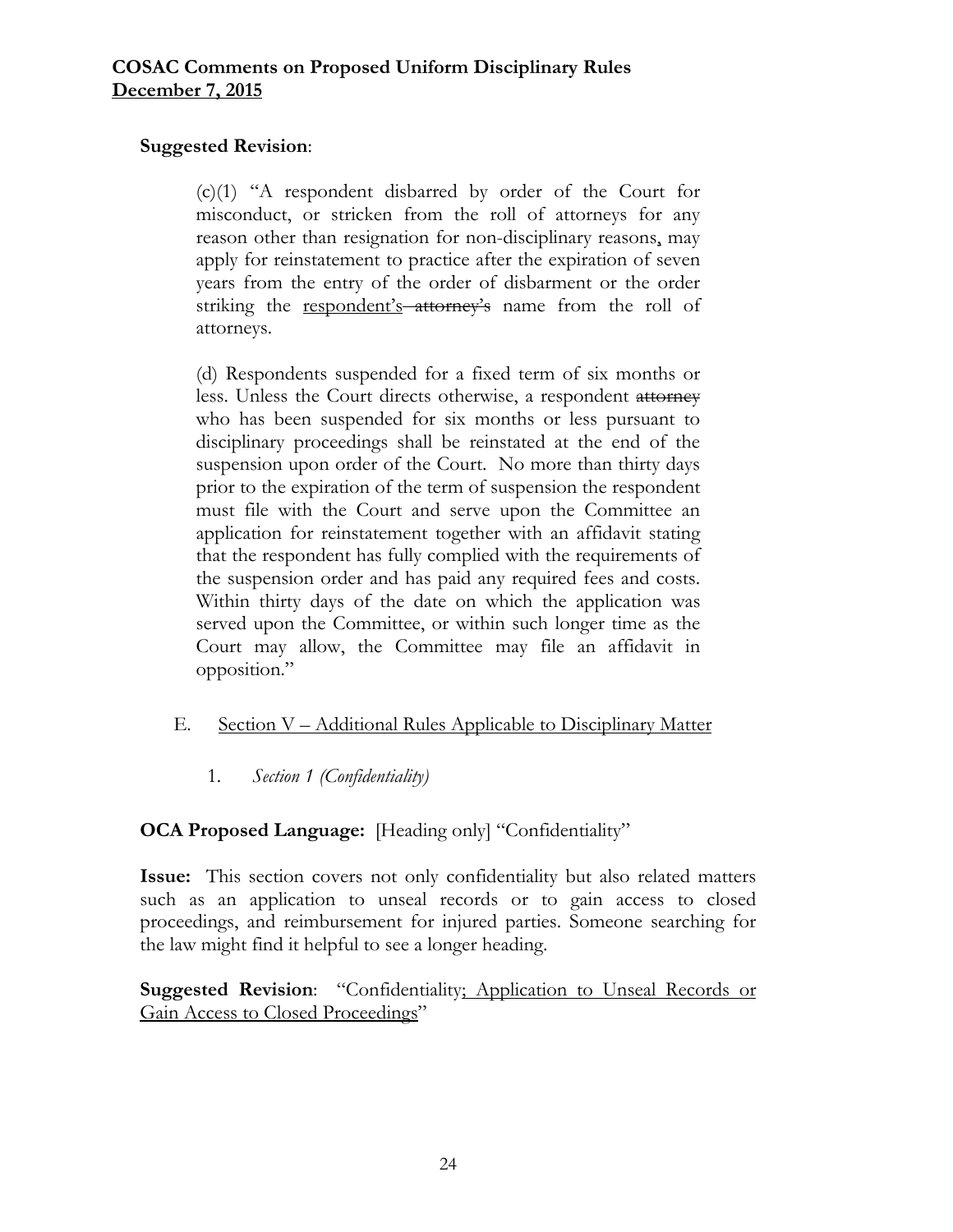**Suggested Revision**:

> (c)(1) "A respondent disbarred by order of the Court for misconduct, or stricken from the roll of attorneys for any reason other than resignation for non-disciplinary reasons, may apply for reinstatement to practice after the expiration of seven years from the entry of the order of disbarment or the order striking the <u>respondent's</u> ~~attorney's~~ name from the roll of attorneys.
>
> (d) Respondents suspended for a fixed term of six months or less. Unless the Court directs otherwise, a respondent ~~attorney~~ who has been suspended for six months or less pursuant to disciplinary proceedings shall be reinstated at the end of the suspension upon order of the Court. No more than thirty days prior to the expiration of the term of suspension the respondent must file with the Court and serve upon the Committee an application for reinstatement together with an affidavit stating that the respondent has fully complied with the requirements of the suspension order and has paid any required fees and costs. Within thirty days of the date on which the application was served upon the Committee, or within such longer time as the Court may allow, the Committee may file an affidavit in opposition."

E. <u>Section V – Additional Rules Applicable to Disciplinary Matter</u>

1. *Section 1 (Confidentiality)*

**OCA Proposed Language:** [Heading only] "Confidentiality"

**Issue:** This section covers not only confidentiality but also related matters such as an application to unseal records or to gain access to closed proceedings, and reimbursement for injured parties. Someone searching for the law might find it helpful to see a longer heading.

**Suggested Revision**: "Confidentiality<u>; Application to Unseal Records or Gain Access to Closed Proceedings</u>"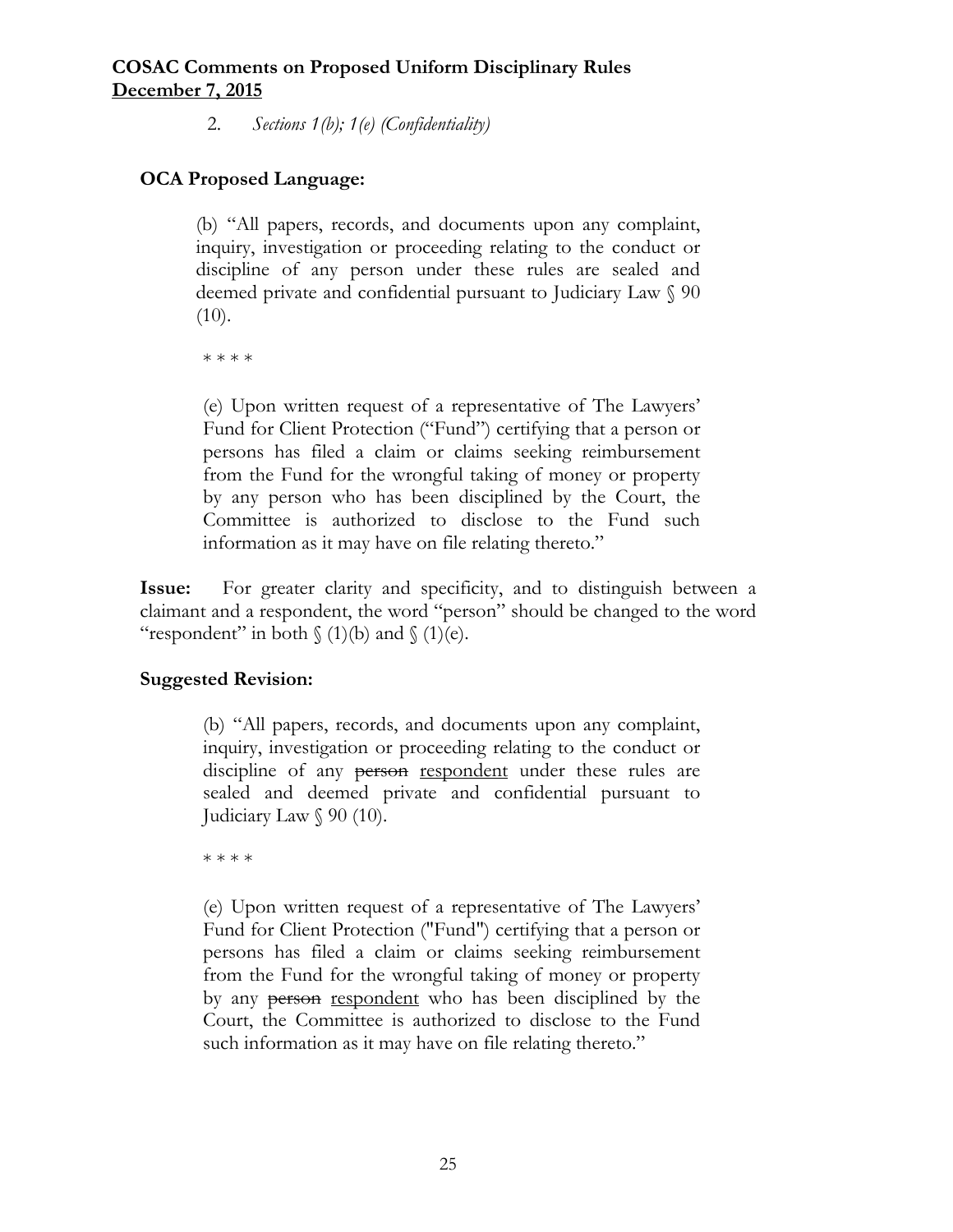2. *Sections 1(b); 1(e) (Confidentiality)*

**OCA Proposed Language:**

> (b) "All papers, records, and documents upon any complaint, inquiry, investigation or proceeding relating to the conduct or discipline of any person under these rules are sealed and deemed private and confidential pursuant to Judiciary Law § 90 (10).
>
> * * * *
>
> (e) Upon written request of a representative of The Lawyers' Fund for Client Protection ("Fund") certifying that a person or persons has filed a claim or claims seeking reimbursement from the Fund for the wrongful taking of money or property by any person who has been disciplined by the Court, the Committee is authorized to disclose to the Fund such information as it may have on file relating thereto."

**Issue:** For greater clarity and specificity, and to distinguish between a claimant and a respondent, the word "person" should be changed to the word "respondent" in both § (1)(b) and § (1)(e).

**Suggested Revision:**

> (b) "All papers, records, and documents upon any complaint, inquiry, investigation or proceeding relating to the conduct or discipline of any ~~person~~ <u>respondent</u> under these rules are sealed and deemed private and confidential pursuant to Judiciary Law § 90 (10).
>
> * * * *
>
> (e) Upon written request of a representative of The Lawyers' Fund for Client Protection ("Fund") certifying that a person or persons has filed a claim or claims seeking reimbursement from the Fund for the wrongful taking of money or property by any ~~person~~ <u>respondent</u> who has been disciplined by the Court, the Committee is authorized to disclose to the Fund such information as it may have on file relating thereto."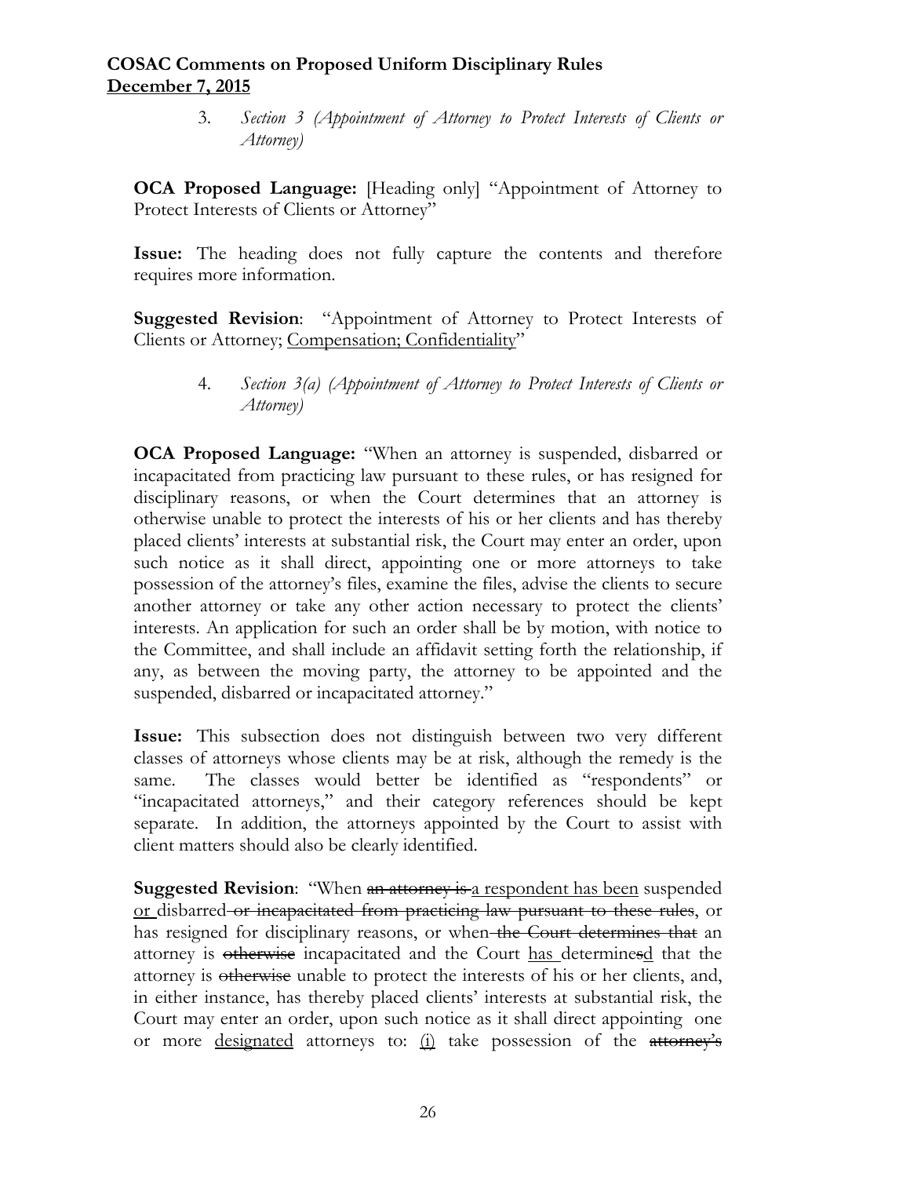3. *Section 3 (Appointment of Attorney to Protect Interests of Clients or Attorney)*

**OCA Proposed Language:** [Heading only] "Appointment of Attorney to Protect Interests of Clients or Attorney"

**Issue:** The heading does not fully capture the contents and therefore requires more information.

**Suggested Revision**: "Appointment of Attorney to Protect Interests of Clients or Attorney; <u>Compensation; Confidentiality</u>"

4. *Section 3(a) (Appointment of Attorney to Protect Interests of Clients or Attorney)*

**OCA Proposed Language:** "When an attorney is suspended, disbarred or incapacitated from practicing law pursuant to these rules, or has resigned for disciplinary reasons, or when the Court determines that an attorney is otherwise unable to protect the interests of his or her clients and has thereby placed clients' interests at substantial risk, the Court may enter an order, upon such notice as it shall direct, appointing one or more attorneys to take possession of the attorney's files, examine the files, advise the clients to secure another attorney or take any other action necessary to protect the clients' interests. An application for such an order shall be by motion, with notice to the Committee, and shall include an affidavit setting forth the relationship, if any, as between the moving party, the attorney to be appointed and the suspended, disbarred or incapacitated attorney."

**Issue:** This subsection does not distinguish between two very different classes of attorneys whose clients may be at risk, although the remedy is the same. The classes would better be identified as "respondents" or "incapacitated attorneys," and their category references should be kept separate. In addition, the attorneys appointed by the Court to assist with client matters should also be clearly identified.

**Suggested Revision**: "When ~~an attorney is~~ <u>a respondent has been</u> suspended <u>or</u> disbarred ~~or incapacitated from practicing law pursuant to these rules~~, or has resigned for disciplinary reasons, or when ~~the Court determines that~~ an attorney is ~~otherwise~~ incapacitated and the Court <u>has</u> determine~~s~~<u>d</u> that the attorney is ~~otherwise~~ unable to protect the interests of his or her clients, and, in either instance, has thereby placed clients' interests at substantial risk, the Court may enter an order, upon such notice as it shall direct appointing one or more <u>designated</u> attorneys to: <u>(i)</u> take possession of the ~~attorney's~~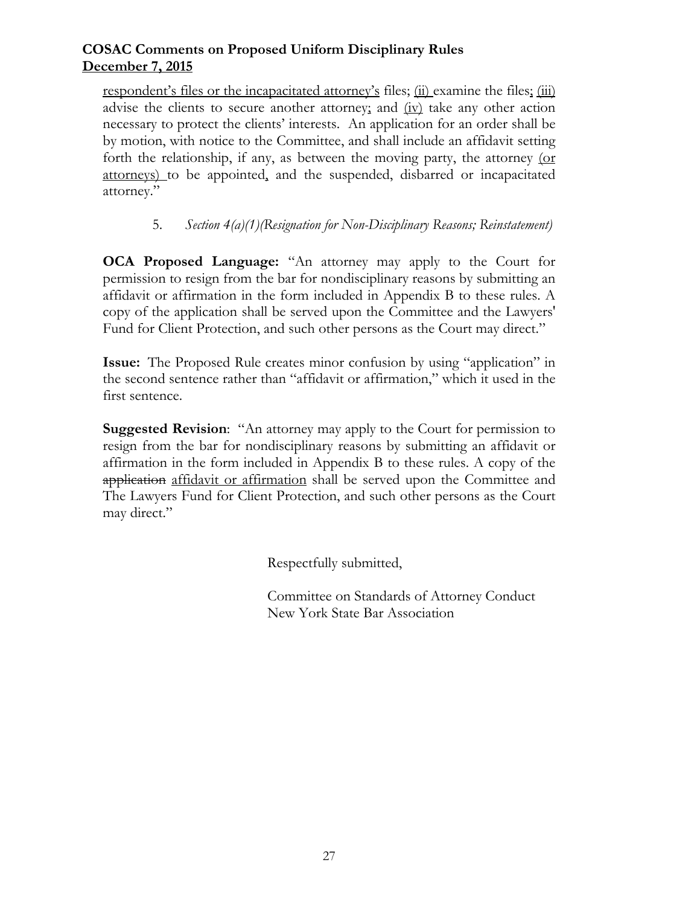respondent's files or the incapacitated attorney's files; (ii) examine the files; (iii) advise the clients to secure another attorney; and (iv) take any other action necessary to protect the clients' interests. An application for an order shall be by motion, with notice to the Committee, and shall include an affidavit setting forth the relationship, if any, as between the moving party, the attorney (or attorneys) to be appointed, and the suspended, disbarred or incapacitated attorney."

5. *Section 4(a)(1)(Resignation for Non-Disciplinary Reasons; Reinstatement)*

**OCA Proposed Language:** "An attorney may apply to the Court for permission to resign from the bar for nondisciplinary reasons by submitting an affidavit or affirmation in the form included in Appendix B to these rules. A copy of the application shall be served upon the Committee and the Lawyers' Fund for Client Protection, and such other persons as the Court may direct."

**Issue:** The Proposed Rule creates minor confusion by using "application" in the second sentence rather than "affidavit or affirmation," which it used in the first sentence.

**Suggested Revision**: "An attorney may apply to the Court for permission to resign from the bar for nondisciplinary reasons by submitting an affidavit or affirmation in the form included in Appendix B to these rules. A copy of the ~~application~~ affidavit or affirmation shall be served upon the Committee and The Lawyers Fund for Client Protection, and such other persons as the Court may direct."

Respectfully submitted,

Committee on Standards of Attorney Conduct
New York State Bar Association